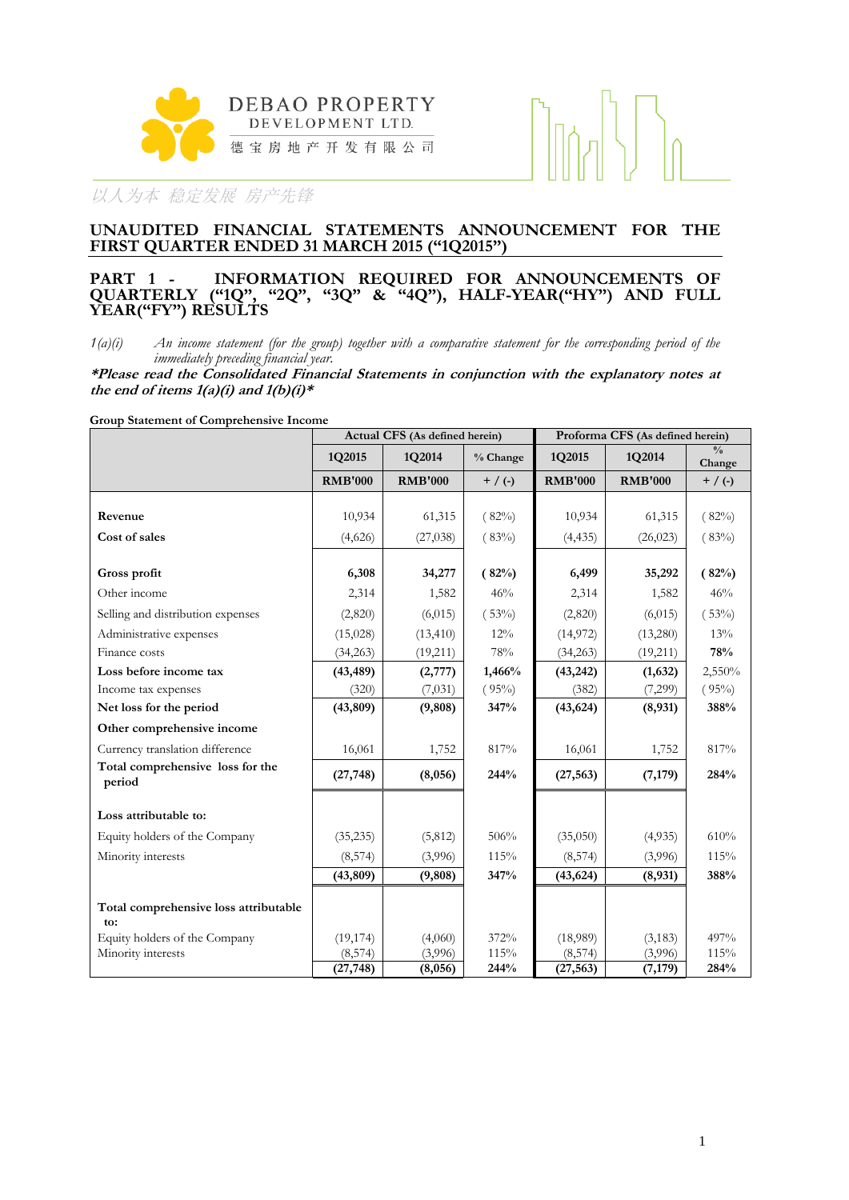DEBAO PROPERTY DEVELOPMENT LTD.

德宝房地产开发有限公司

以人为本 稳定发展 房产先锋

# UNAUDITED FINANCIAL STATEMENTS ANNOUNCEMENT FOR THE FIRST QUARTER ENDED 31 MARCH 2015 ("1Q2015")

## PART 1 - INFORMATION REQUIRED FOR ANNOUNCEMENTS OF QUARTERLY ("1Q", "2Q", "3Q" & "4Q"), HALF-YEAR("HY") AND FULL YEAR("FY") RESULTS

*1(a)(i) An income statement (for the group) together with a comparative statement for the corresponding period of the immediately preceding financial year.*

***\*Please read the Consolidated Financial Statements in conjunction with the explanatory notes at the end of items 1(a)(i) and 1(b)(i)\****

**Group Statement of Comprehensive Income**

| | Actual CFS (As defined herein) | | | Proforma CFS (As defined herein) | | |
|---|---|---|---|---|---|---|
| | 1Q2015 | 1Q2014 | % Change | 1Q2015 | 1Q2014 | % Change |
| | RMB'000 | RMB'000 | + / (-) | RMB'000 | RMB'000 | + / (-) |
| Revenue | 10,934 | 61,315 | ( 82%) | 10,934 | 61,315 | ( 82%) |
| Cost of sales | (4,626) | (27,038) | ( 83%) | (4,435) | (26,023) | ( 83%) |
| **Gross profit** | **6,308** | **34,277** | **( 82%)** | **6,499** | **35,292** | **( 82%)** |
| Other income | 2,314 | 1,582 | 46% | 2,314 | 1,582 | 46% |
| Selling and distribution expenses | (2,820) | (6,015) | ( 53%) | (2,820) | (6,015) | ( 53%) |
| Administrative expenses | (15,028) | (13,410) | 12% | (14,972) | (13,280) | 13% |
| Finance costs | (34,263) | (19,211) | 78% | (34,263) | (19,211) | **78%** |
| **Loss before income tax** | **(43,489)** | **(2,777)** | **1,466%** | **(43,242)** | **(1,632)** | 2,550% |
| Income tax expenses | (320) | (7,031) | ( 95%) | (382) | (7,299) | ( 95%) |
| **Net loss for the period** | **(43,809)** | **(9,808)** | **347%** | **(43,624)** | **(8,931)** | **388%** |
| **Other comprehensive income** | | | | | | |
| Currency translation difference | 16,061 | 1,752 | 817% | 16,061 | 1,752 | 817% |
| **Total comprehensive loss for the period** | **(27,748)** | **(8,056)** | **244%** | **(27,563)** | **(7,179)** | **284%** |
| **Loss attributable to:** | | | | | | |
| Equity holders of the Company | (35,235) | (5,812) | 506% | (35,050) | (4,935) | 610% |
| Minority interests | (8,574) | (3,996) | 115% | (8,574) | (3,996) | 115% |
| | **(43,809)** | **(9,808)** | **347%** | **(43,624)** | **(8,931)** | **388%** |
| **Total comprehensive loss attributable to:** | | | | | | |
| Equity holders of the Company | (19,174) | (4,060) | 372% | (18,989) | (3,183) | 497% |
| Minority interests | (8,574) | (3,996) | 115% | (8,574) | (3,996) | 115% |
| | **(27,748)** | **(8,056)** | **244%** | **(27,563)** | **(7,179)** | **284%** |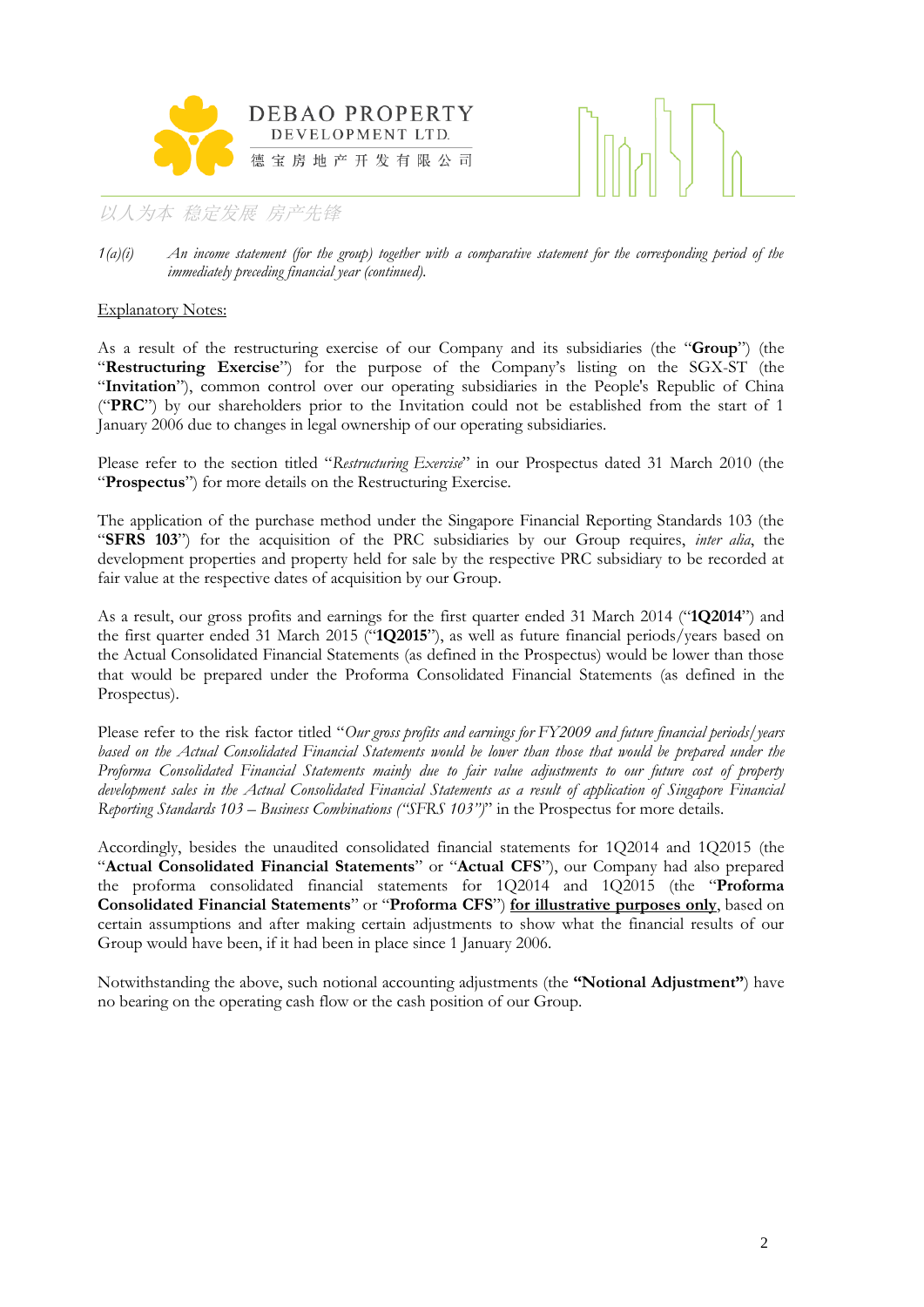1(a)(i) *An income statement (for the group) together with a comparative statement for the corresponding period of the immediately preceding financial year (continued).*

Explanatory Notes:

As a result of the restructuring exercise of our Company and its subsidiaries (the "**Group**") (the "**Restructuring Exercise**") for the purpose of the Company's listing on the SGX-ST (the "**Invitation**"), common control over our operating subsidiaries in the People's Republic of China ("**PRC**") by our shareholders prior to the Invitation could not be established from the start of 1 January 2006 due to changes in legal ownership of our operating subsidiaries.

Please refer to the section titled "*Restructuring Exercise*" in our Prospectus dated 31 March 2010 (the "**Prospectus**") for more details on the Restructuring Exercise.

The application of the purchase method under the Singapore Financial Reporting Standards 103 (the "**SFRS 103**") for the acquisition of the PRC subsidiaries by our Group requires, *inter alia*, the development properties and property held for sale by the respective PRC subsidiary to be recorded at fair value at the respective dates of acquisition by our Group.

As a result, our gross profits and earnings for the first quarter ended 31 March 2014 ("**1Q2014**") and the first quarter ended 31 March 2015 ("**1Q2015**"), as well as future financial periods/years based on the Actual Consolidated Financial Statements (as defined in the Prospectus) would be lower than those that would be prepared under the Proforma Consolidated Financial Statements (as defined in the Prospectus).

Please refer to the risk factor titled "*Our gross profits and earnings for FY2009 and future financial periods/years based on the Actual Consolidated Financial Statements would be lower than those that would be prepared under the Proforma Consolidated Financial Statements mainly due to fair value adjustments to our future cost of property development sales in the Actual Consolidated Financial Statements as a result of application of Singapore Financial Reporting Standards 103 – Business Combinations ("SFRS 103")*" in the Prospectus for more details.

Accordingly, besides the unaudited consolidated financial statements for 1Q2014 and 1Q2015 (the "**Actual Consolidated Financial Statements**" or "**Actual CFS**"), our Company had also prepared the proforma consolidated financial statements for 1Q2014 and 1Q2015 (the "**Proforma Consolidated Financial Statements**" or "**Proforma CFS**") **for illustrative purposes only**, based on certain assumptions and after making certain adjustments to show what the financial results of our Group would have been, if it had been in place since 1 January 2006.

Notwithstanding the above, such notional accounting adjustments (the **"Notional Adjustment"**) have no bearing on the operating cash flow or the cash position of our Group.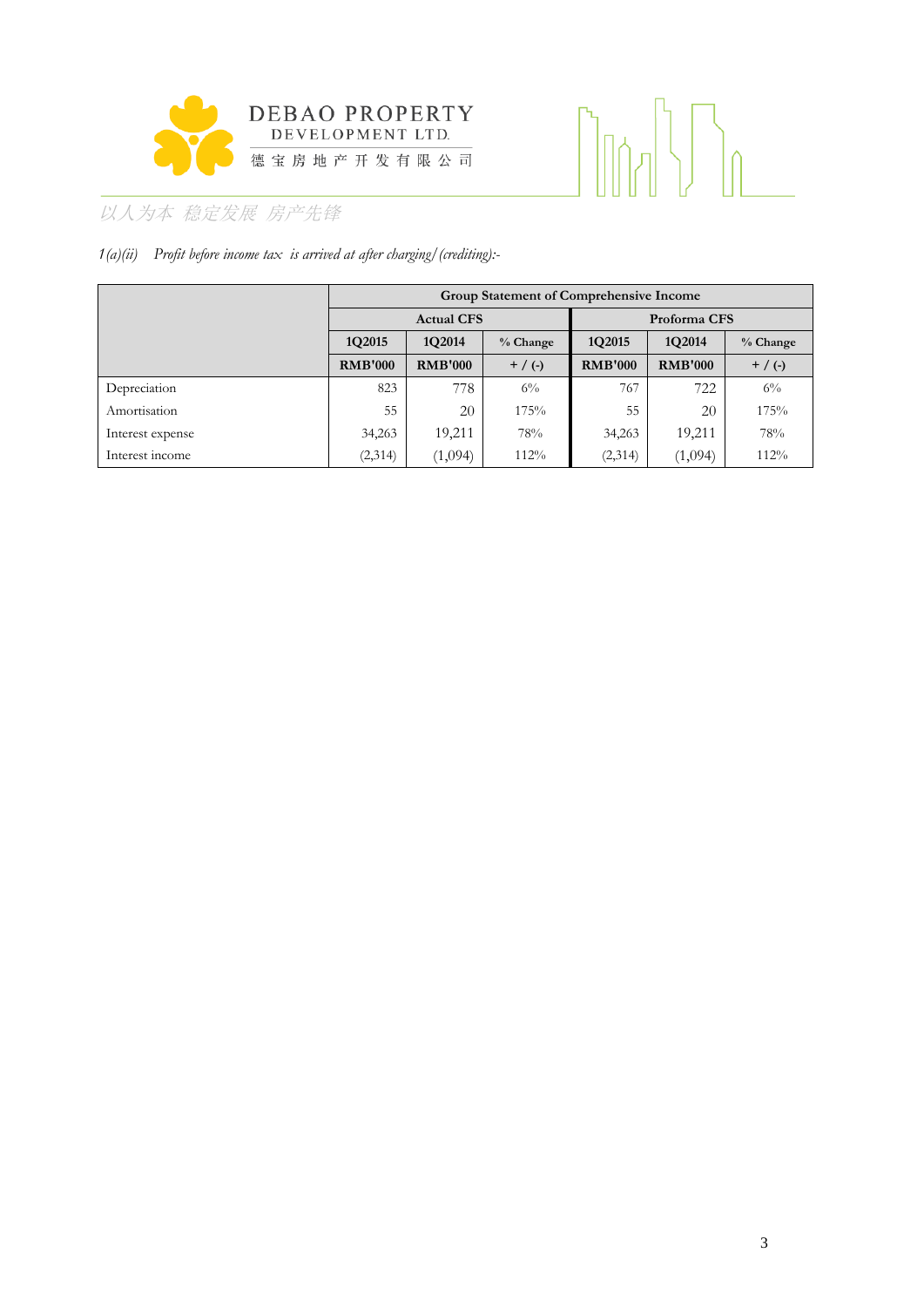*1(a)(ii) Profit before income tax is arrived at after charging/(crediting):-*

| | Group Statement of Comprehensive Income | | | | | |
|---|---|---|---|---|---|---|
| | Actual CFS | | | Proforma CFS | | |
| | 1Q2015 | 1Q2014 | % Change | 1Q2015 | 1Q2014 | % Change |
| | RMB'000 | RMB'000 | + / (-) | RMB'000 | RMB'000 | + / (-) |
| Depreciation | 823 | 778 | 6% | 767 | 722 | 6% |
| Amortisation | 55 | 20 | 175% | 55 | 20 | 175% |
| Interest expense | 34,263 | 19,211 | 78% | 34,263 | 19,211 | 78% |
| Interest income | (2,314) | (1,094) | 112% | (2,314) | (1,094) | 112% |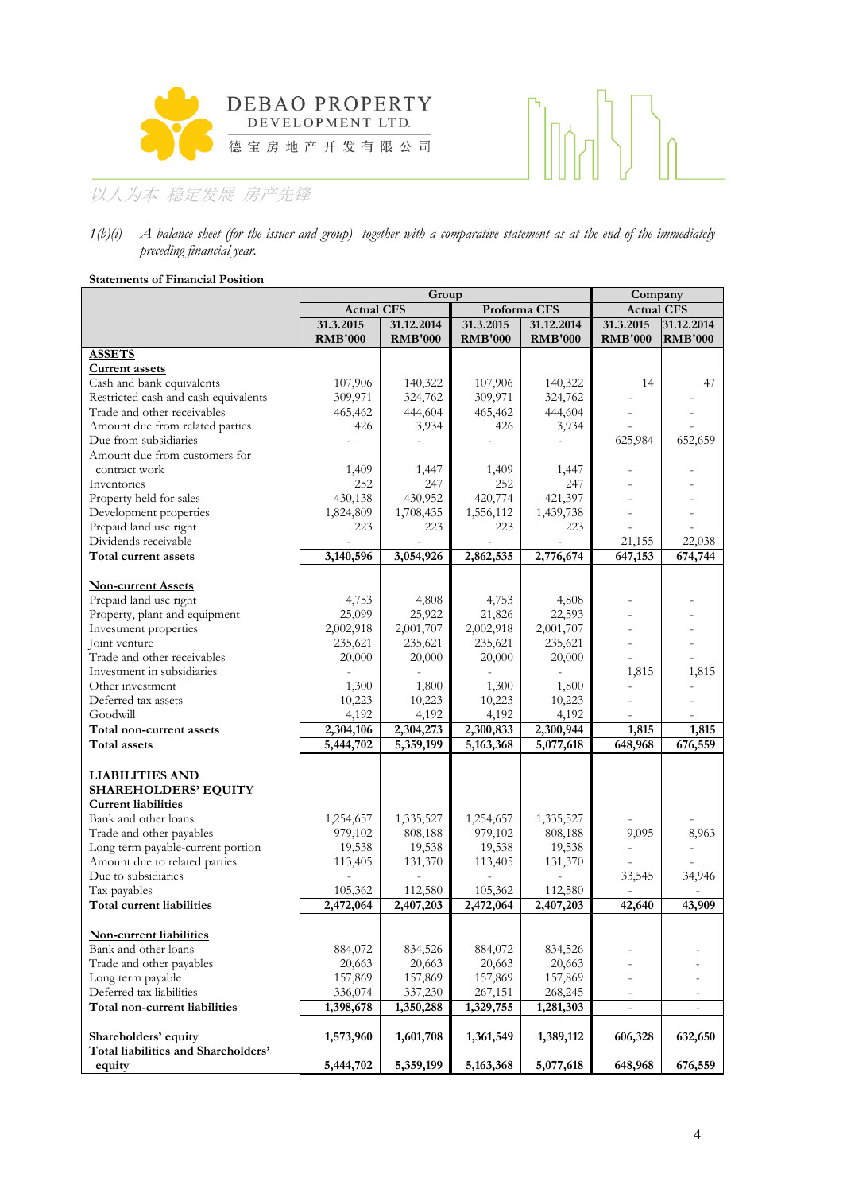1(b)(i) *A balance sheet (for the issuer and group) together with a comparative statement as at the end of the immediately preceding financial year.*

**Statements of Financial Position**

| | Group | | | | Company | |
|---|---|---|---|---|---|---|
| | Actual CFS | | Proforma CFS | | Actual CFS | |
| | 31.3.2015 RMB'000 | 31.12.2014 RMB'000 | 31.3.2015 RMB'000 | 31.12.2014 RMB'000 | 31.3.2015 RMB'000 | 31.12.2014 RMB'000 |
| **ASSETS** | | | | | | |
| **Current assets** | | | | | | |
| Cash and bank equivalents | 107,906 | 140,322 | 107,906 | 140,322 | 14 | 47 |
| Restricted cash and cash equivalents | 309,971 | 324,762 | 309,971 | 324,762 | - | - |
| Trade and other receivables | 465,462 | 444,604 | 465,462 | 444,604 | - | - |
| Amount due from related parties | 426 | 3,934 | 426 | 3,934 | - | - |
| Due from subsidiaries | - | - | - | - | 625,984 | 652,659 |
| Amount due from customers for contract work | 1,409 | 1,447 | 1,409 | 1,447 | - | - |
| Inventories | 252 | 247 | 252 | 247 | - | - |
| Property held for sales | 430,138 | 430,952 | 420,774 | 421,397 | - | - |
| Development properties | 1,824,809 | 1,708,435 | 1,556,112 | 1,439,738 | - | - |
| Prepaid land use right | 223 | 223 | 223 | 223 | - | - |
| Dividends receivable | - | - | - | - | 21,155 | 22,038 |
| **Total current assets** | **3,140,596** | **3,054,926** | **2,862,535** | **2,776,674** | **647,153** | **674,744** |
| **Non-current Assets** | | | | | | |
| Prepaid land use right | 4,753 | 4,808 | 4,753 | 4,808 | - | - |
| Property, plant and equipment | 25,099 | 25,922 | 21,826 | 22,593 | - | - |
| Investment properties | 2,002,918 | 2,001,707 | 2,002,918 | 2,001,707 | - | - |
| Joint venture | 235,621 | 235,621 | 235,621 | 235,621 | - | - |
| Trade and other receivables | 20,000 | 20,000 | 20,000 | 20,000 | - | - |
| Investment in subsidiaries | - | - | - | - | 1,815 | 1,815 |
| Other investment | 1,300 | 1,800 | 1,300 | 1,800 | - | - |
| Deferred tax assets | 10,223 | 10,223 | 10,223 | 10,223 | - | - |
| Goodwill | 4,192 | 4,192 | 4,192 | 4,192 | - | - |
| **Total non-current assets** | **2,304,106** | **2,304,273** | **2,300,833** | **2,300,944** | **1,815** | **1,815** |
| **Total assets** | **5,444,702** | **5,359,199** | **5,163,368** | **5,077,618** | **648,968** | **676,559** |
| **LIABILITIES AND SHAREHOLDERS' EQUITY** | | | | | | |
| **Current liabilities** | | | | | | |
| Bank and other loans | 1,254,657 | 1,335,527 | 1,254,657 | 1,335,527 | - | - |
| Trade and other payables | 979,102 | 808,188 | 979,102 | 808,188 | 9,095 | 8,963 |
| Long term payable-current portion | 19,538 | 19,538 | 19,538 | 19,538 | - | - |
| Amount due to related parties | 113,405 | 131,370 | 113,405 | 131,370 | - | - |
| Due to subsidiaries | - | - | - | - | 33,545 | 34,946 |
| Tax payables | 105,362 | 112,580 | 105,362 | 112,580 | - | - |
| **Total current liabilities** | **2,472,064** | **2,407,203** | **2,472,064** | **2,407,203** | **42,640** | **43,909** |
| **Non-current liabilities** | | | | | | |
| Bank and other loans | 884,072 | 834,526 | 884,072 | 834,526 | - | - |
| Trade and other payables | 20,663 | 20,663 | 20,663 | 20,663 | - | - |
| Long term payable | 157,869 | 157,869 | 157,869 | 157,869 | - | - |
| Deferred tax liabilities | 336,074 | 337,230 | 267,151 | 268,245 | - | - |
| **Total non-current liabilities** | **1,398,678** | **1,350,288** | **1,329,755** | **1,281,303** | - | - |
| **Shareholders' equity** | **1,573,960** | **1,601,708** | **1,361,549** | **1,389,112** | **606,328** | **632,650** |
| **Total liabilities and Shareholders' equity** | **5,444,702** | **5,359,199** | **5,163,368** | **5,077,618** | **648,968** | **676,559** |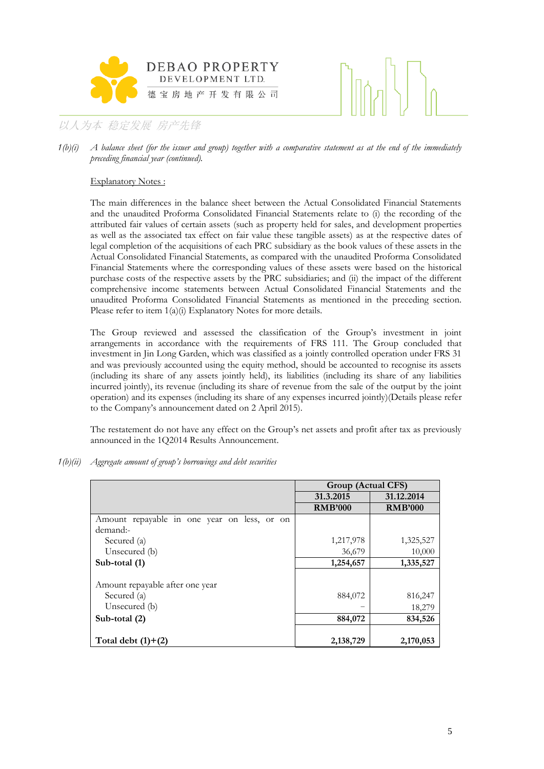*1(b)(i) A balance sheet (for the issuer and group) together with a comparative statement as at the end of the immediately preceding financial year (continued).*

Explanatory Notes :

The main differences in the balance sheet between the Actual Consolidated Financial Statements and the unaudited Proforma Consolidated Financial Statements relate to (i) the recording of the attributed fair values of certain assets (such as property held for sales, and development properties as well as the associated tax effect on fair value these tangible assets) as at the respective dates of legal completion of the acquisitions of each PRC subsidiary as the book values of these assets in the Actual Consolidated Financial Statements, as compared with the unaudited Proforma Consolidated Financial Statements where the corresponding values of these assets were based on the historical purchase costs of the respective assets by the PRC subsidiaries; and (ii) the impact of the different comprehensive income statements between Actual Consolidated Financial Statements and the unaudited Proforma Consolidated Financial Statements as mentioned in the preceding section. Please refer to item 1(a)(i) Explanatory Notes for more details.

The Group reviewed and assessed the classification of the Group's investment in joint arrangements in accordance with the requirements of FRS 111. The Group concluded that investment in Jin Long Garden, which was classified as a jointly controlled operation under FRS 31 and was previously accounted using the equity method, should be accounted to recognise its assets (including its share of any assets jointly held), its liabilities (including its share of any liabilities incurred jointly), its revenue (including its share of revenue from the sale of the output by the joint operation) and its expenses (including its share of any expenses incurred jointly)(Details please refer to the Company's announcement dated on 2 April 2015).

The restatement do not have any effect on the Group's net assets and profit after tax as previously announced in the 1Q2014 Results Announcement.

*1(b)(ii) Aggregate amount of group's borrowings and debt securities*

| | Group (Actual CFS) | |
|---|---|---|
| | **31.3.2015** | **31.12.2014** |
| | **RMB'000** | **RMB'000** |
| Amount repayable in one year on less, or on demand:- | | |
| Secured (a) | 1,217,978 | 1,325,527 |
| Unsecured (b) | 36,679 | 10,000 |
| **Sub-total (1)** | **1,254,657** | **1,335,527** |
| | | |
| Amount repayable after one year | | |
| Secured (a) | 884,072 | 816,247 |
| Unsecured (b) | – | 18,279 |
| **Sub-total (2)** | **884,072** | **834,526** |
| | | |
| **Total debt (1)+(2)** | **2,138,729** | **2,170,053** |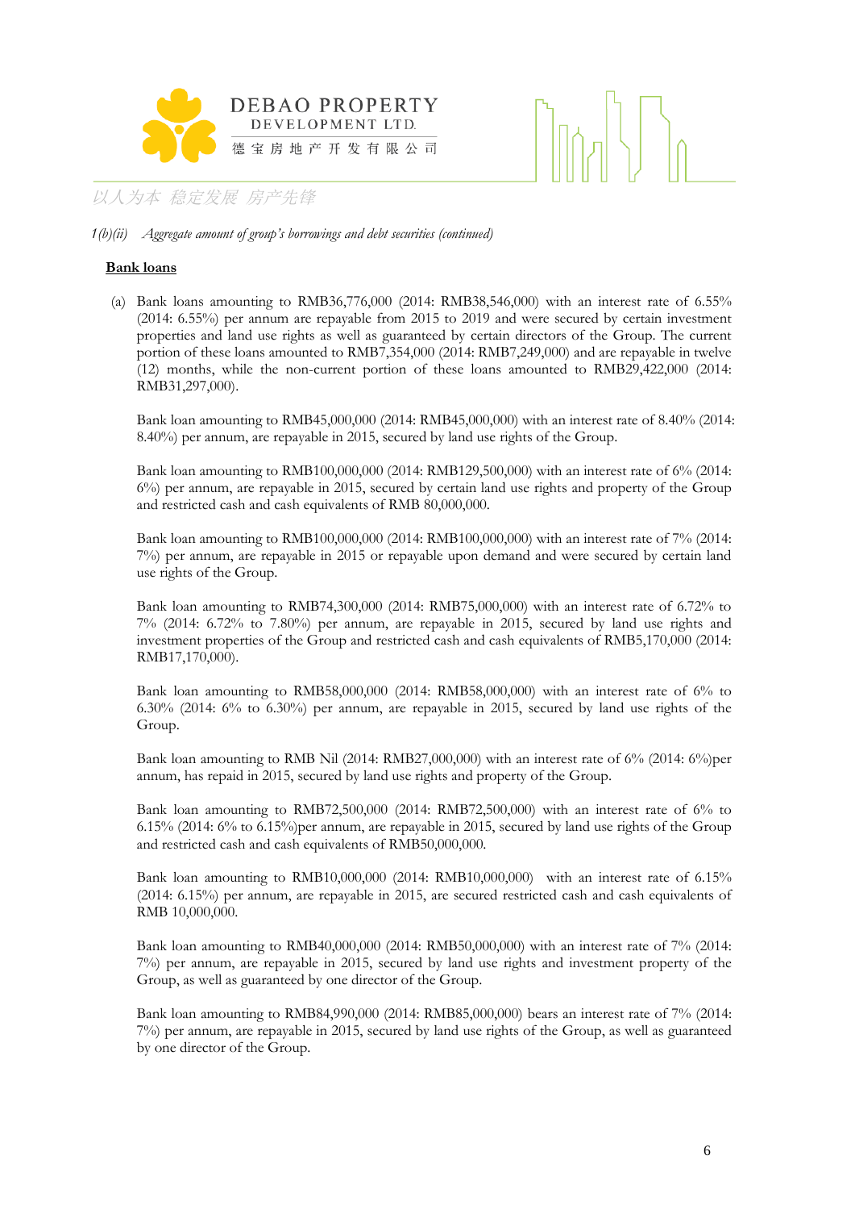*1(b)(ii) Aggregate amount of group's borrowings and debt securities (continued)*

**<u>Bank loans</u>**

(a) Bank loans amounting to RMB36,776,000 (2014: RMB38,546,000) with an interest rate of 6.55% (2014: 6.55%) per annum are repayable from 2015 to 2019 and were secured by certain investment properties and land use rights as well as guaranteed by certain directors of the Group. The current portion of these loans amounted to RMB7,354,000 (2014: RMB7,249,000) and are repayable in twelve (12) months, while the non-current portion of these loans amounted to RMB29,422,000 (2014: RMB31,297,000).

Bank loan amounting to RMB45,000,000 (2014: RMB45,000,000) with an interest rate of 8.40% (2014: 8.40%) per annum, are repayable in 2015, secured by land use rights of the Group.

Bank loan amounting to RMB100,000,000 (2014: RMB129,500,000) with an interest rate of 6% (2014: 6%) per annum, are repayable in 2015, secured by certain land use rights and property of the Group and restricted cash and cash equivalents of RMB 80,000,000.

Bank loan amounting to RMB100,000,000 (2014: RMB100,000,000) with an interest rate of 7% (2014: 7%) per annum, are repayable in 2015 or repayable upon demand and were secured by certain land use rights of the Group.

Bank loan amounting to RMB74,300,000 (2014: RMB75,000,000) with an interest rate of 6.72% to 7% (2014: 6.72% to 7.80%) per annum, are repayable in 2015, secured by land use rights and investment properties of the Group and restricted cash and cash equivalents of RMB5,170,000 (2014: RMB17,170,000).

Bank loan amounting to RMB58,000,000 (2014: RMB58,000,000) with an interest rate of 6% to 6.30% (2014: 6% to 6.30%) per annum, are repayable in 2015, secured by land use rights of the Group.

Bank loan amounting to RMB Nil (2014: RMB27,000,000) with an interest rate of 6% (2014: 6%)per annum, has repaid in 2015, secured by land use rights and property of the Group.

Bank loan amounting to RMB72,500,000 (2014: RMB72,500,000) with an interest rate of 6% to 6.15% (2014: 6% to 6.15%)per annum, are repayable in 2015, secured by land use rights of the Group and restricted cash and cash equivalents of RMB50,000,000.

Bank loan amounting to RMB10,000,000 (2014: RMB10,000,000) with an interest rate of 6.15% (2014: 6.15%) per annum, are repayable in 2015, are secured restricted cash and cash equivalents of RMB 10,000,000.

Bank loan amounting to RMB40,000,000 (2014: RMB50,000,000) with an interest rate of 7% (2014: 7%) per annum, are repayable in 2015, secured by land use rights and investment property of the Group, as well as guaranteed by one director of the Group.

Bank loan amounting to RMB84,990,000 (2014: RMB85,000,000) bears an interest rate of 7% (2014: 7%) per annum, are repayable in 2015, secured by land use rights of the Group, as well as guaranteed by one director of the Group.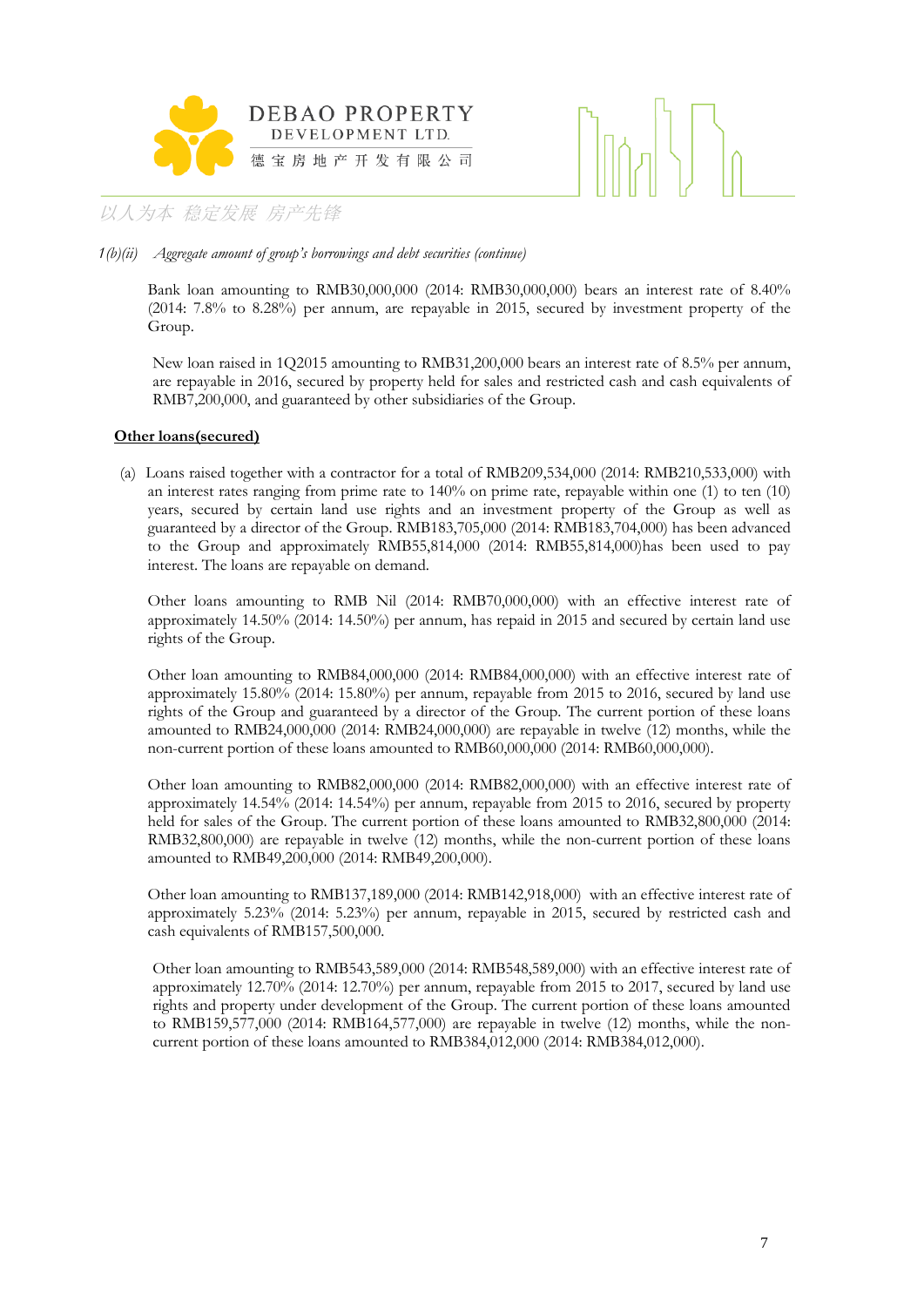*1(b)(ii) Aggregate amount of group's borrowings and debt securities (continue)*

Bank loan amounting to RMB30,000,000 (2014: RMB30,000,000) bears an interest rate of 8.40% (2014: 7.8% to 8.28%) per annum, are repayable in 2015, secured by investment property of the Group.

New loan raised in 1Q2015 amounting to RMB31,200,000 bears an interest rate of 8.5% per annum, are repayable in 2016, secured by property held for sales and restricted cash and cash equivalents of RMB7,200,000, and guaranteed by other subsidiaries of the Group.

**Other loans(secured)**

(a) Loans raised together with a contractor for a total of RMB209,534,000 (2014: RMB210,533,000) with an interest rates ranging from prime rate to 140% on prime rate, repayable within one (1) to ten (10) years, secured by certain land use rights and an investment property of the Group as well as guaranteed by a director of the Group. RMB183,705,000 (2014: RMB183,704,000) has been advanced to the Group and approximately RMB55,814,000 (2014: RMB55,814,000)has been used to pay interest. The loans are repayable on demand.

Other loans amounting to RMB Nil (2014: RMB70,000,000) with an effective interest rate of approximately 14.50% (2014: 14.50%) per annum, has repaid in 2015 and secured by certain land use rights of the Group.

Other loan amounting to RMB84,000,000 (2014: RMB84,000,000) with an effective interest rate of approximately 15.80% (2014: 15.80%) per annum, repayable from 2015 to 2016, secured by land use rights of the Group and guaranteed by a director of the Group. The current portion of these loans amounted to RMB24,000,000 (2014: RMB24,000,000) are repayable in twelve (12) months, while the non-current portion of these loans amounted to RMB60,000,000 (2014: RMB60,000,000).

Other loan amounting to RMB82,000,000 (2014: RMB82,000,000) with an effective interest rate of approximately 14.54% (2014: 14.54%) per annum, repayable from 2015 to 2016, secured by property held for sales of the Group. The current portion of these loans amounted to RMB32,800,000 (2014: RMB32,800,000) are repayable in twelve (12) months, while the non-current portion of these loans amounted to RMB49,200,000 (2014: RMB49,200,000).

Other loan amounting to RMB137,189,000 (2014: RMB142,918,000) with an effective interest rate of approximately 5.23% (2014: 5.23%) per annum, repayable in 2015, secured by restricted cash and cash equivalents of RMB157,500,000.

Other loan amounting to RMB543,589,000 (2014: RMB548,589,000) with an effective interest rate of approximately 12.70% (2014: 12.70%) per annum, repayable from 2015 to 2017, secured by land use rights and property under development of the Group. The current portion of these loans amounted to RMB159,577,000 (2014: RMB164,577,000) are repayable in twelve (12) months, while the non-current portion of these loans amounted to RMB384,012,000 (2014: RMB384,012,000).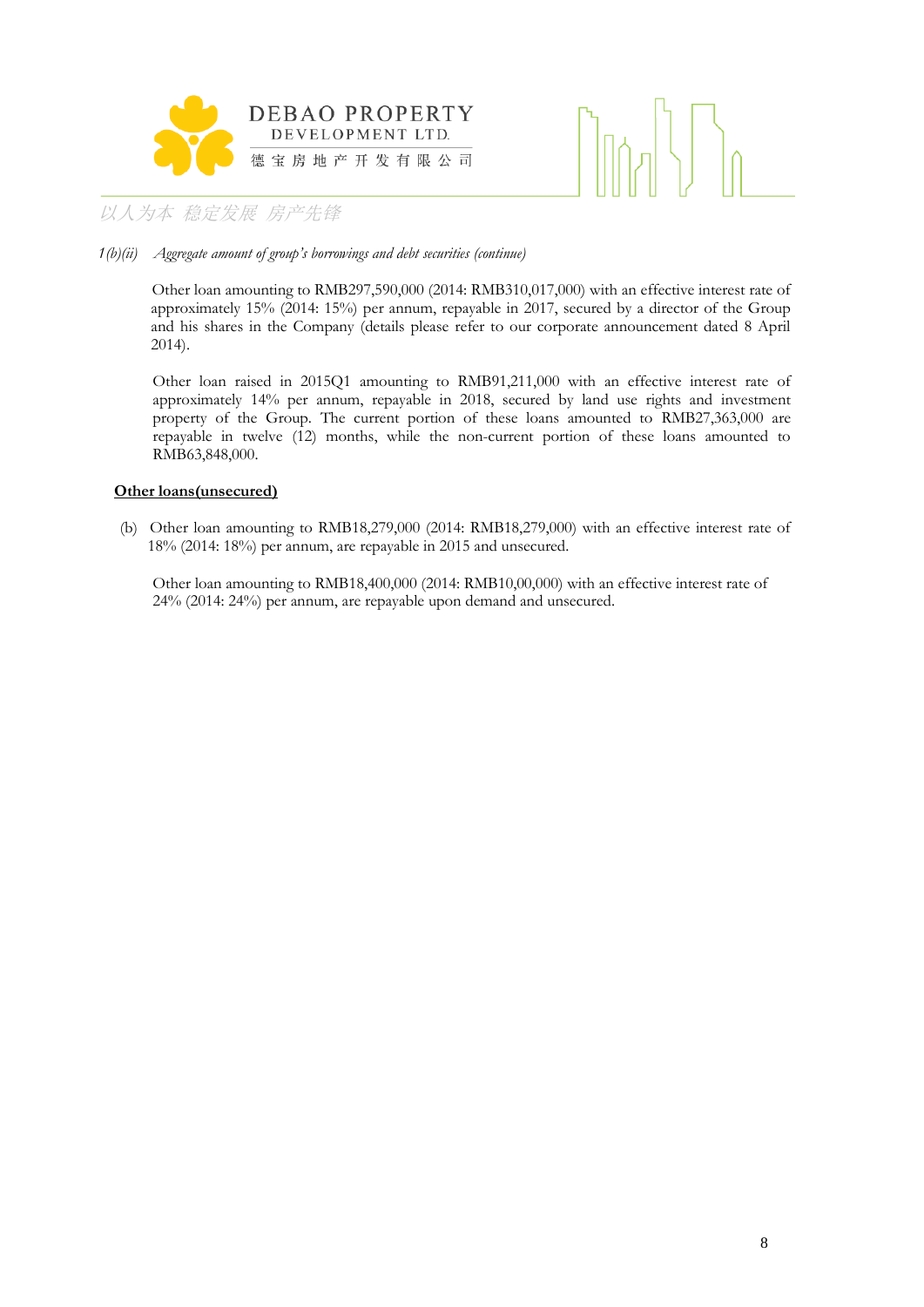*1(b)(ii) Aggregate amount of group's borrowings and debt securities (continue)*

Other loan amounting to RMB297,590,000 (2014: RMB310,017,000) with an effective interest rate of approximately 15% (2014: 15%) per annum, repayable in 2017, secured by a director of the Group and his shares in the Company (details please refer to our corporate announcement dated 8 April 2014).

Other loan raised in 2015Q1 amounting to RMB91,211,000 with an effective interest rate of approximately 14% per annum, repayable in 2018, secured by land use rights and investment property of the Group. The current portion of these loans amounted to RMB27,363,000 are repayable in twelve (12) months, while the non-current portion of these loans amounted to RMB63,848,000.

**Other loans(unsecured)**

(b) Other loan amounting to RMB18,279,000 (2014: RMB18,279,000) with an effective interest rate of 18% (2014: 18%) per annum, are repayable in 2015 and unsecured.

Other loan amounting to RMB18,400,000 (2014: RMB10,00,000) with an effective interest rate of 24% (2014: 24%) per annum, are repayable upon demand and unsecured.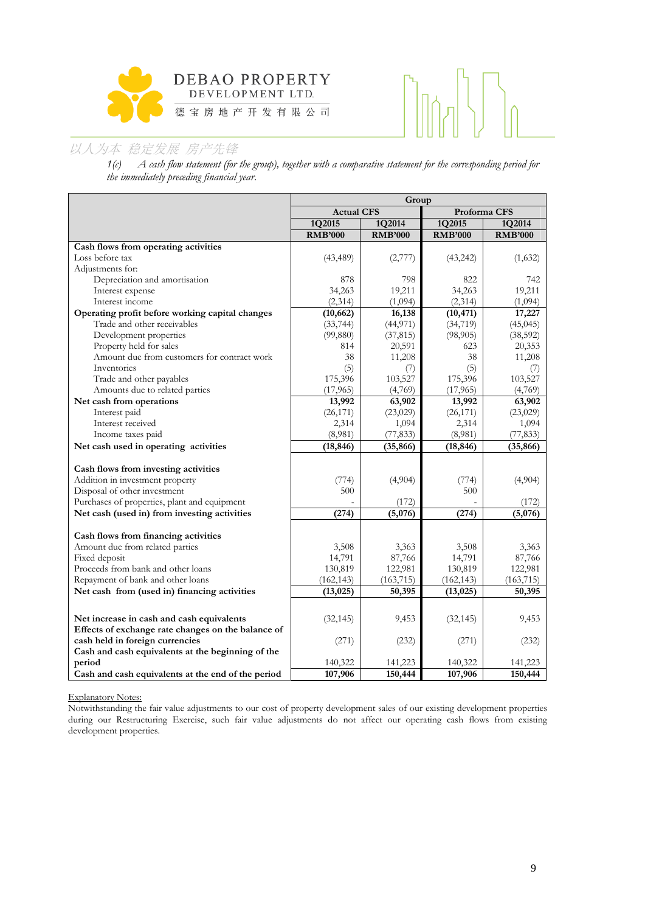*1(c) A cash flow statement (for the group), together with a comparative statement for the corresponding period for the immediately preceding financial year.*

| | Group | | | |
|---|---|---|---|---|
| | Actual CFS | | Proforma CFS | |
| | 1Q2015 | 1Q2014 | 1Q2015 | 1Q2014 |
| | RMB'000 | RMB'000 | RMB'000 | RMB'000 |
| **Cash flows from operating activities** | | | | |
| Loss before tax | (43,489) | (2,777) | (43,242) | (1,632) |
| Adjustments for: | | | | |
| Depreciation and amortisation | 878 | 798 | 822 | 742 |
| Interest expense | 34,263 | 19,211 | 34,263 | 19,211 |
| Interest income | (2,314) | (1,094) | (2,314) | (1,094) |
| **Operating profit before working capital changes** | **(10,662)** | **16,138** | **(10,471)** | **17,227** |
| Trade and other receivables | (33,744) | (44,971) | (34,719) | (45,045) |
| Development properties | (99,880) | (37,815) | (98,905) | (38,592) |
| Property held for sales | 814 | 20,591 | 623 | 20,353 |
| Amount due from customers for contract work | 38 | 11,208 | 38 | 11,208 |
| Inventories | (5) | (7) | (5) | (7) |
| Trade and other payables | 175,396 | 103,527 | 175,396 | 103,527 |
| Amounts due to related parties | (17,965) | (4,769) | (17,965) | (4,769) |
| **Net cash from operations** | **13,992** | **63,902** | **13,992** | **63,902** |
| Interest paid | (26,171) | (23,029) | (26,171) | (23,029) |
| Interest received | 2,314 | 1,094 | 2,314 | 1,094 |
| Income taxes paid | (8,981) | (77,833) | (8,981) | (77,833) |
| **Net cash used in operating activities** | **(18,846)** | **(35,866)** | **(18,846)** | **(35,866)** |
| | | | | |
| **Cash flows from investing activities** | | | | |
| Addition in investment property | (774) | (4,904) | (774) | (4,904) |
| Disposal of other investment | 500 | | 500 | |
| Purchases of properties, plant and equipment | - | (172) | - | (172) |
| **Net cash (used in) from investing activities** | **(274)** | **(5,076)** | **(274)** | **(5,076)** |
| | | | | |
| **Cash flows from financing activities** | | | | |
| Amount due from related parties | 3,508 | 3,363 | 3,508 | 3,363 |
| Fixed deposit | 14,791 | 87,766 | 14,791 | 87,766 |
| Proceeds from bank and other loans | 130,819 | 122,981 | 130,819 | 122,981 |
| Repayment of bank and other loans | (162,143) | (163,715) | (162,143) | (163,715) |
| **Net cash from (used in) financing activities** | **(13,025)** | **50,395** | **(13,025)** | **50,395** |
| | | | | |
| **Net increase in cash and cash equivalents** | (32,145) | 9,453 | (32,145) | 9,453 |
| **Effects of exchange rate changes on the balance of cash held in foreign currencies** | (271) | (232) | (271) | (232) |
| **Cash and cash equivalents at the beginning of the period** | 140,322 | 141,223 | 140,322 | 141,223 |
| **Cash and cash equivalents at the end of the period** | **107,906** | **150,444** | **107,906** | **150,444** |

Explanatory Notes:

Notwithstanding the fair value adjustments to our cost of property development sales of our existing development properties during our Restructuring Exercise, such fair value adjustments do not affect our operating cash flows from existing development properties.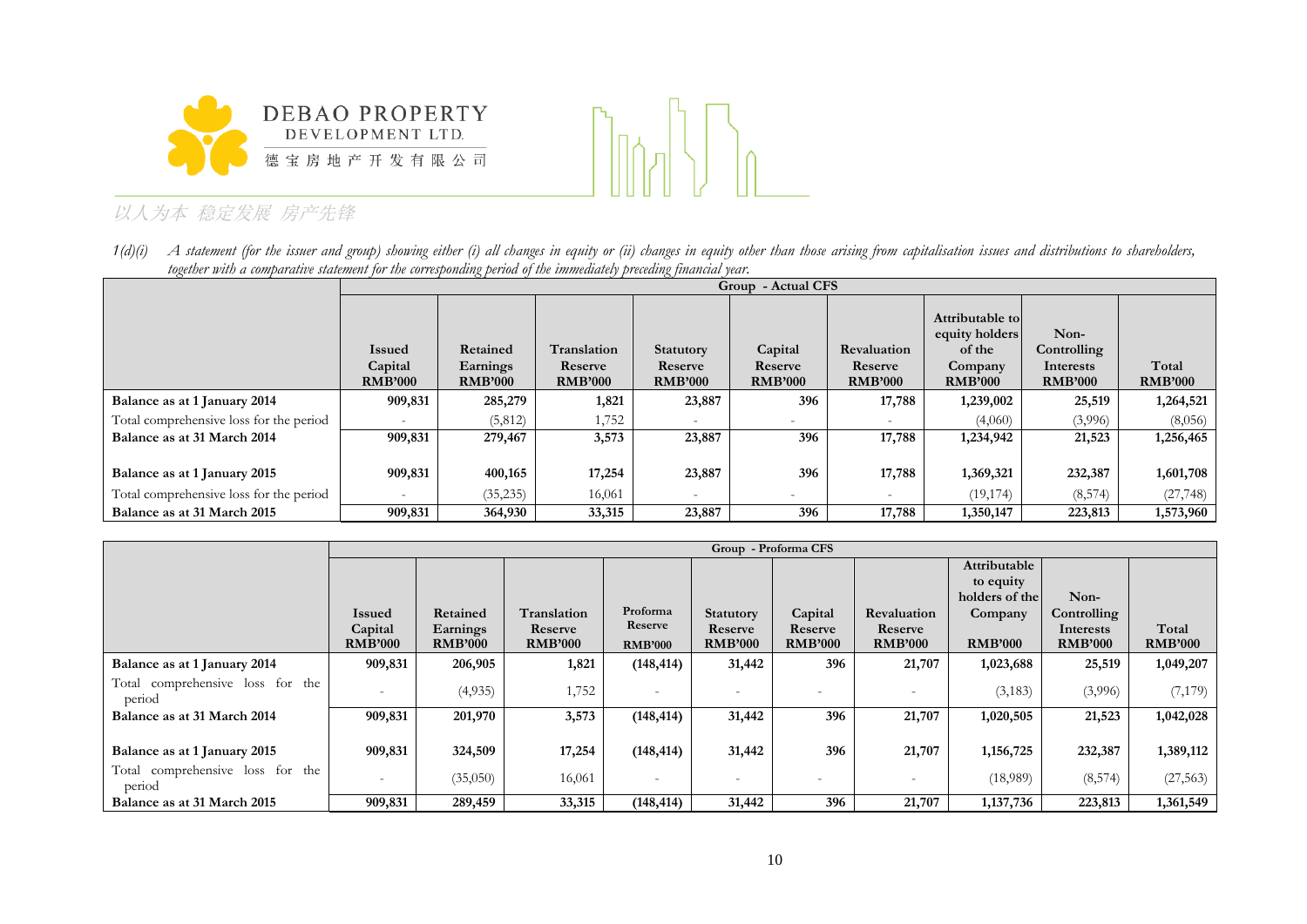*1(d)(i) A statement (for the issuer and group) showing either (i) all changes in equity or (ii) changes in equity other than those arising from capitalisation issues and distributions to shareholders, together with a comparative statement for the corresponding period of the immediately preceding financial year.*

| | Group - Actual CFS | | | | | | | | |
|---|---|---|---|---|---|---|---|---|---|
| | **Issued Capital RMB'000** | **Retained Earnings RMB'000** | **Translation Reserve RMB'000** | **Statutory Reserve RMB'000** | **Capital Reserve RMB'000** | **Revaluation Reserve RMB'000** | **Attributable to equity holders of the Company RMB'000** | **Non-Controlling Interests RMB'000** | **Total RMB'000** |
| **Balance as at 1 January 2014** | **909,831** | **285,279** | **1,821** | **23,887** | **396** | **17,788** | **1,239,002** | **25,519** | **1,264,521** |
| Total comprehensive loss for the period | - | (5,812) | 1,752 | - | - | - | (4,060) | (3,996) | (8,056) |
| **Balance as at 31 March 2014** | **909,831** | **279,467** | **3,573** | **23,887** | **396** | **17,788** | **1,234,942** | **21,523** | **1,256,465** |
| **Balance as at 1 January 2015** | **909,831** | **400,165** | **17,254** | **23,887** | **396** | **17,788** | **1,369,321** | **232,387** | **1,601,708** |
| Total comprehensive loss for the period | - | (35,235) | 16,061 | - | - | - | (19,174) | (8,574) | (27,748) |
| **Balance as at 31 March 2015** | **909,831** | **364,930** | **33,315** | **23,887** | **396** | **17,788** | **1,350,147** | **223,813** | **1,573,960** |

| | Group - Proforma CFS | | | | | | | | | |
|---|---|---|---|---|---|---|---|---|---|---|
| | **Issued Capital RMB'000** | **Retained Earnings RMB'000** | **Translation Reserve RMB'000** | **Proforma Reserve RMB'000** | **Statutory Reserve RMB'000** | **Capital Reserve RMB'000** | **Revaluation Reserve RMB'000** | **Attributable to equity holders of the Company RMB'000** | **Non-Controlling Interests RMB'000** | **Total RMB'000** |
| **Balance as at 1 January 2014** | **909,831** | **206,905** | **1,821** | **(148,414)** | **31,442** | **396** | **21,707** | **1,023,688** | **25,519** | **1,049,207** |
| Total comprehensive loss for the period | - | (4,935) | 1,752 | - | - | - | - | (3,183) | (3,996) | (7,179) |
| **Balance as at 31 March 2014** | **909,831** | **201,970** | **3,573** | **(148,414)** | **31,442** | **396** | **21,707** | **1,020,505** | **21,523** | **1,042,028** |
| **Balance as at 1 January 2015** | **909,831** | **324,509** | **17,254** | **(148,414)** | **31,442** | **396** | **21,707** | **1,156,725** | **232,387** | **1,389,112** |
| Total comprehensive loss for the period | - | (35,050) | 16,061 | - | - | - | - | (18,989) | (8,574) | (27,563) |
| **Balance as at 31 March 2015** | **909,831** | **289,459** | **33,315** | **(148,414)** | **31,442** | **396** | **21,707** | **1,137,736** | **223,813** | **1,361,549** |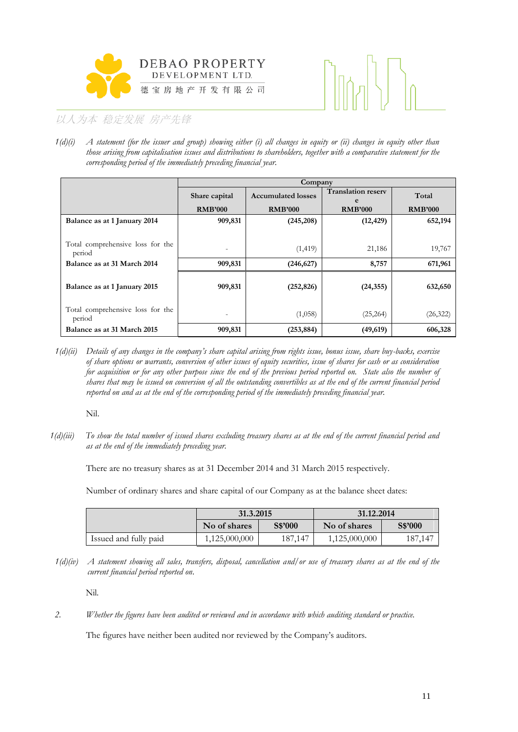1(d)(i) *A statement (for the issuer and group) showing either (i) all changes in equity or (ii) changes in equity other than those arising from capitalisation issues and distributions to shareholders, together with a comparative statement for the corresponding period of the immediately preceding financial year.*

| | Company | | | |
|---|---|---|---|---|
| | Share capital | Accumulated losses | Translation reserve | Total |
| | RMB'000 | RMB'000 | RMB'000 | RMB'000 |
| **Balance as at 1 January 2014** | **909,831** | **(245,208)** | **(12,429)** | **652,194** |
| Total comprehensive loss for the period | - | (1,419) | 21,186 | 19,767 |
| **Balance as at 31 March 2014** | **909,831** | **(246,627)** | **8,757** | **671,961** |
| **Balance as at 1 January 2015** | **909,831** | **(252,826)** | **(24,355)** | **632,650** |
| Total comprehensive loss for the period | - | (1,058) | (25,264) | (26,322) |
| **Balance as at 31 March 2015** | **909,831** | **(253,884)** | **(49,619)** | **606,328** |

1(d)(ii) *Details of any changes in the company's share capital arising from rights issue, bonus issue, share buy-backs, exercise of share options or warrants, conversion of other issues of equity securities, issue of shares for cash or as consideration for acquisition or for any other purpose since the end of the previous period reported on. State also the number of shares that may be issued on conversion of all the outstanding convertibles as at the end of the current financial period reported on and as at the end of the corresponding period of the immediately preceding financial year.*

Nil.

1(d)(iii) *To show the total number of issued shares excluding treasury shares as at the end of the current financial period and as at the end of the immediately preceding year.*

There are no treasury shares as at 31 December 2014 and 31 March 2015 respectively.

Number of ordinary shares and share capital of our Company as at the balance sheet dates:

| | 31.3.2015 | | 31.12.2014 | |
|---|---|---|---|---|
| | No of shares | S$'000 | No of shares | S$'000 |
| Issued and fully paid | 1,125,000,000 | 187,147 | 1,125,000,000 | 187,147 |

1(d)(iv) *A statement showing all sales, transfers, disposal, cancellation and/or use of treasury shares as at the end of the current financial period reported on.*

Nil.

2. *Whether the figures have been audited or reviewed and in accordance with which auditing standard or practice.*

The figures have neither been audited nor reviewed by the Company's auditors.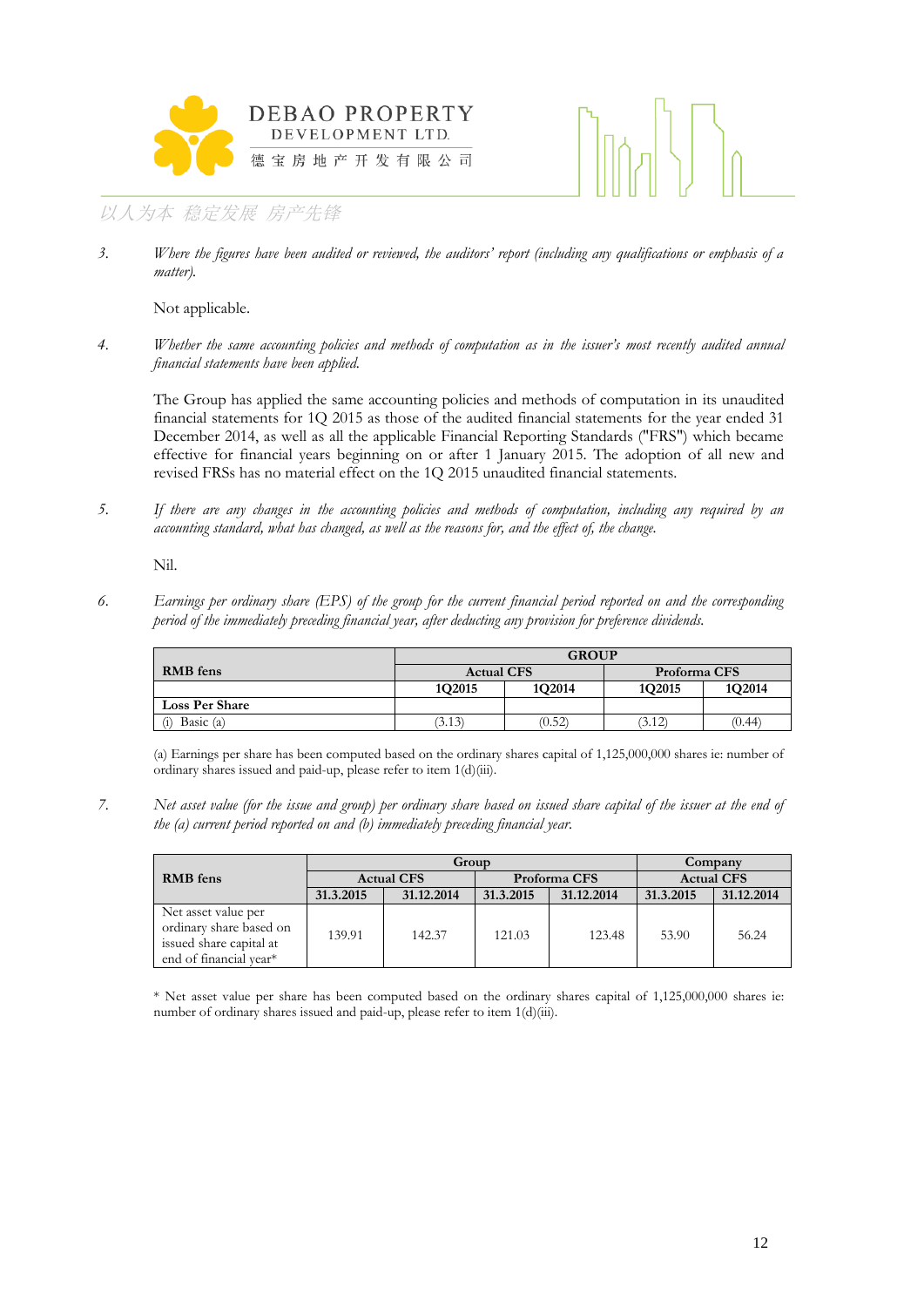3. *Where the figures have been audited or reviewed, the auditors' report (including any qualifications or emphasis of a matter).*

Not applicable.

4. *Whether the same accounting policies and methods of computation as in the issuer's most recently audited annual financial statements have been applied.*

The Group has applied the same accounting policies and methods of computation in its unaudited financial statements for 1Q 2015 as those of the audited financial statements for the year ended 31 December 2014, as well as all the applicable Financial Reporting Standards ("FRS") which became effective for financial years beginning on or after 1 January 2015. The adoption of all new and revised FRSs has no material effect on the 1Q 2015 unaudited financial statements.

5. *If there are any changes in the accounting policies and methods of computation, including any required by an accounting standard, what has changed, as well as the reasons for, and the effect of, the change.*

Nil.

6. *Earnings per ordinary share (EPS) of the group for the current financial period reported on and the corresponding period of the immediately preceding financial year, after deducting any provision for preference dividends.*

| RMB fens | GROUP | | | |
|---|---|---|---|---|
| | Actual CFS | | Proforma CFS | |
| | 1Q2015 | 1Q2014 | 1Q2015 | 1Q2014 |
| **Loss Per Share** | | | | |
| (i) Basic (a) | (3.13) | (0.52) | (3.12) | (0.44) |

(a) Earnings per share has been computed based on the ordinary shares capital of 1,125,000,000 shares ie: number of ordinary shares issued and paid-up, please refer to item 1(d)(iii).

7. *Net asset value (for the issue and group) per ordinary share based on issued share capital of the issuer at the end of the (a) current period reported on and (b) immediately preceding financial year.*

| RMB fens | Group | | | | Company | |
|---|---|---|---|---|---|---|
| | Actual CFS | | Proforma CFS | | Actual CFS | |
| | 31.3.2015 | 31.12.2014 | 31.3.2015 | 31.12.2014 | 31.3.2015 | 31.12.2014 |
| Net asset value per ordinary share based on issued share capital at end of financial year* | 139.91 | 142.37 | 121.03 | 123.48 | 53.90 | 56.24 |

\* Net asset value per share has been computed based on the ordinary shares capital of 1,125,000,000 shares ie: number of ordinary shares issued and paid-up, please refer to item 1(d)(iii).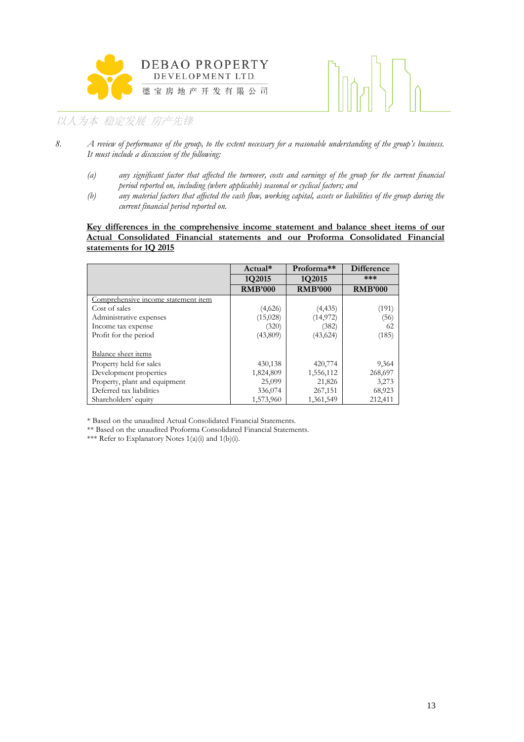8. *A review of performance of the group, to the extent necessary for a reasonable understanding of the group's business. It must include a discussion of the following:*

   *(a) any significant factor that affected the turnover, costs and earnings of the group for the current financial period reported on, including (where applicable) seasonal or cyclical factors; and*

   *(b) any material factors that affected the cash flow, working capital, assets or liabilities of the group during the current financial period reported on.*

**Key differences in the comprehensive income statement and balance sheet items of our Actual Consolidated Financial statements and our Proforma Consolidated Financial statements for 1Q 2015**

| | Actual* | Proforma** | Difference |
|---|---|---|---|
| | 1Q2015 | 1Q2015 | *** |
| | RMB'000 | RMB'000 | RMB'000 |
| Comprehensive income statement item | | | |
| Cost of sales | (4,626) | (4,435) | (191) |
| Administrative expenses | (15,028) | (14,972) | (56) |
| Income tax expense | (320) | (382) | 62 |
| Profit for the period | (43,809) | (43,624) | (185) |
| | | | |
| Balance sheet items | | | |
| Property held for sales | 430,138 | 420,774 | 9,364 |
| Development properties | 1,824,809 | 1,556,112 | 268,697 |
| Property, plant and equipment | 25,099 | 21,826 | 3,273 |
| Deferred tax liabilities | 336,074 | 267,151 | 68,923 |
| Shareholders' equity | 1,573,960 | 1,361,549 | 212,411 |

\* Based on the unaudited Actual Consolidated Financial Statements.

** Based on the unaudited Proforma Consolidated Financial Statements.

*** Refer to Explanatory Notes 1(a)(i) and 1(b)(i).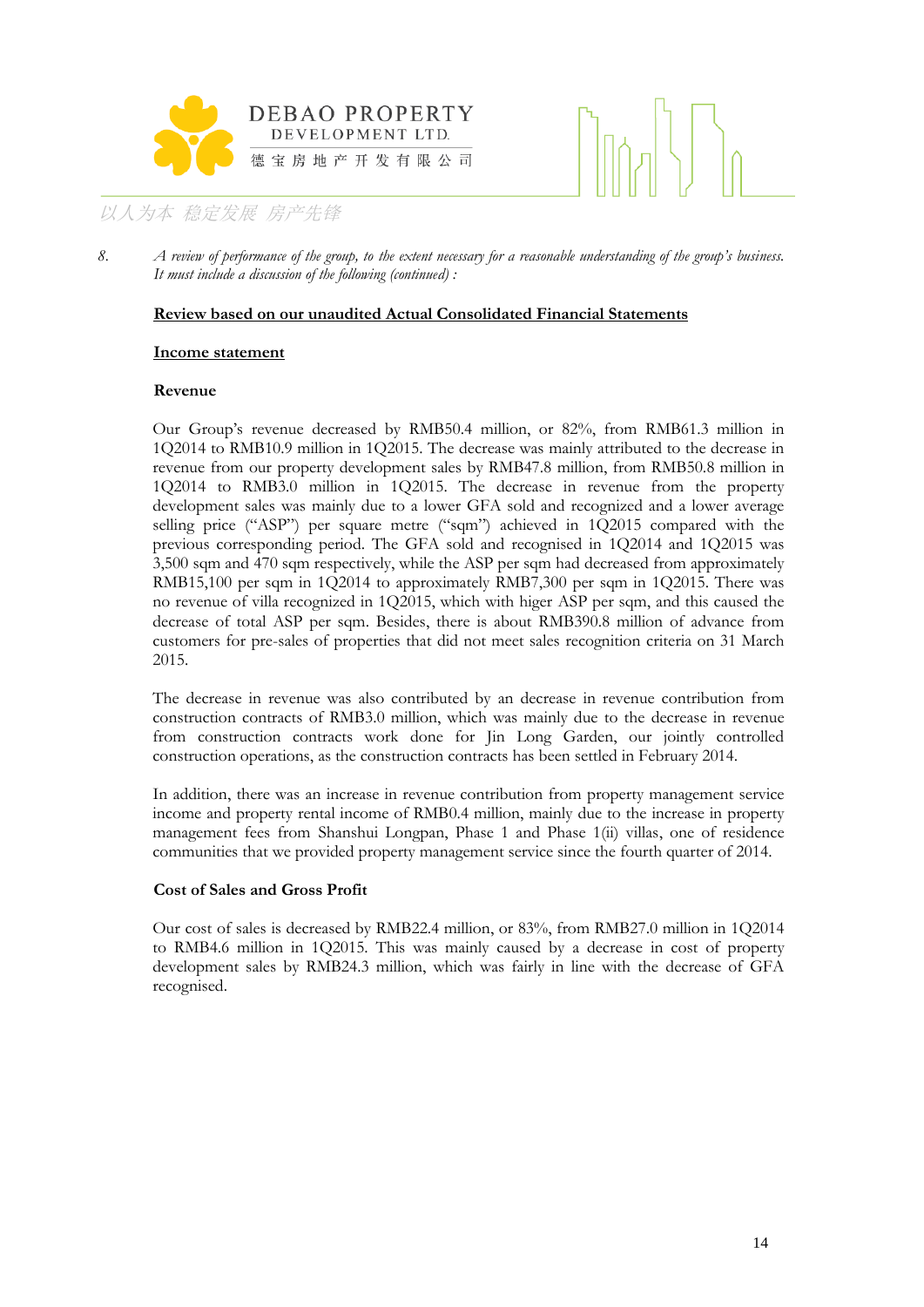8. *A review of performance of the group, to the extent necessary for a reasonable understanding of the group's business. It must include a discussion of the following (continued) :*

**Review based on our unaudited Actual Consolidated Financial Statements**

**Income statement**

**Revenue**

Our Group's revenue decreased by RMB50.4 million, or 82%, from RMB61.3 million in 1Q2014 to RMB10.9 million in 1Q2015. The decrease was mainly attributed to the decrease in revenue from our property development sales by RMB47.8 million, from RMB50.8 million in 1Q2014 to RMB3.0 million in 1Q2015. The decrease in revenue from the property development sales was mainly due to a lower GFA sold and recognized and a lower average selling price ("ASP") per square metre ("sqm") achieved in 1Q2015 compared with the previous corresponding period. The GFA sold and recognised in 1Q2014 and 1Q2015 was 3,500 sqm and 470 sqm respectively, while the ASP per sqm had decreased from approximately RMB15,100 per sqm in 1Q2014 to approximately RMB7,300 per sqm in 1Q2015. There was no revenue of villa recognized in 1Q2015, which with higer ASP per sqm, and this caused the decrease of total ASP per sqm. Besides, there is about RMB390.8 million of advance from customers for pre-sales of properties that did not meet sales recognition criteria on 31 March 2015.

The decrease in revenue was also contributed by an decrease in revenue contribution from construction contracts of RMB3.0 million, which was mainly due to the decrease in revenue from construction contracts work done for Jin Long Garden, our jointly controlled construction operations, as the construction contracts has been settled in February 2014.

In addition, there was an increase in revenue contribution from property management service income and property rental income of RMB0.4 million, mainly due to the increase in property management fees from Shanshui Longpan, Phase 1 and Phase 1(ii) villas, one of residence communities that we provided property management service since the fourth quarter of 2014.

**Cost of Sales and Gross Profit**

Our cost of sales is decreased by RMB22.4 million, or 83%, from RMB27.0 million in 1Q2014 to RMB4.6 million in 1Q2015. This was mainly caused by a decrease in cost of property development sales by RMB24.3 million, which was fairly in line with the decrease of GFA recognised.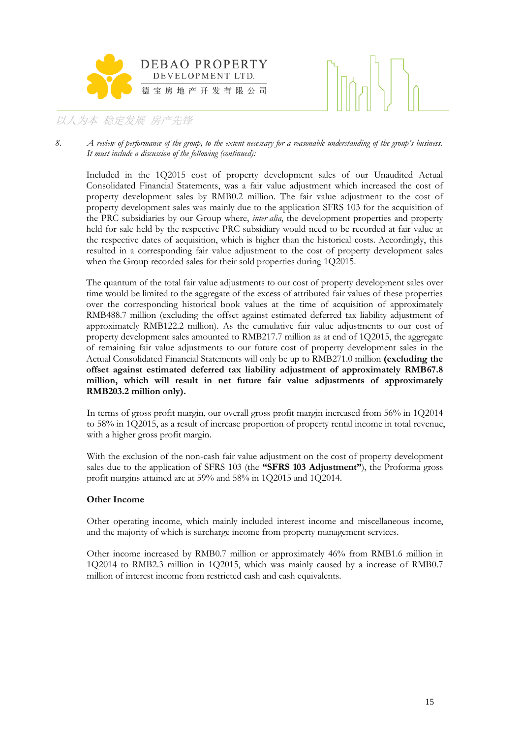8. *A review of performance of the group, to the extent necessary for a reasonable understanding of the group's business. It must include a discussion of the following (continued):*

Included in the 1Q2015 cost of property development sales of our Unaudited Actual Consolidated Financial Statements, was a fair value adjustment which increased the cost of property development sales by RMB0.2 million. The fair value adjustment to the cost of property development sales was mainly due to the application SFRS 103 for the acquisition of the PRC subsidiaries by our Group where, *inter alia*, the development properties and property held for sale held by the respective PRC subsidiary would need to be recorded at fair value at the respective dates of acquisition, which is higher than the historical costs. Accordingly, this resulted in a corresponding fair value adjustment to the cost of property development sales when the Group recorded sales for their sold properties during 1Q2015.

The quantum of the total fair value adjustments to our cost of property development sales over time would be limited to the aggregate of the excess of attributed fair values of these properties over the corresponding historical book values at the time of acquisition of approximately RMB488.7 million (excluding the offset against estimated deferred tax liability adjustment of approximately RMB122.2 million). As the cumulative fair value adjustments to our cost of property development sales amounted to RMB217.7 million as at end of 1Q2015, the aggregate of remaining fair value adjustments to our future cost of property development sales in the Actual Consolidated Financial Statements will only be up to RMB271.0 million **(excluding the offset against estimated deferred tax liability adjustment of approximately RMB67.8 million, which will result in net future fair value adjustments of approximately RMB203.2 million only).**

In terms of gross profit margin, our overall gross profit margin increased from 56% in 1Q2014 to 58% in 1Q2015, as a result of increase proportion of property rental income in total revenue, with a higher gross profit margin.

With the exclusion of the non-cash fair value adjustment on the cost of property development sales due to the application of SFRS 103 (the **"SFRS 103 Adjustment"**), the Proforma gross profit margins attained are at 59% and 58% in 1Q2015 and 1Q2014.

**Other Income**

Other operating income, which mainly included interest income and miscellaneous income, and the majority of which is surcharge income from property management services.

Other income increased by RMB0.7 million or approximately 46% from RMB1.6 million in 1Q2014 to RMB2.3 million in 1Q2015, which was mainly caused by a increase of RMB0.7 million of interest income from restricted cash and cash equivalents.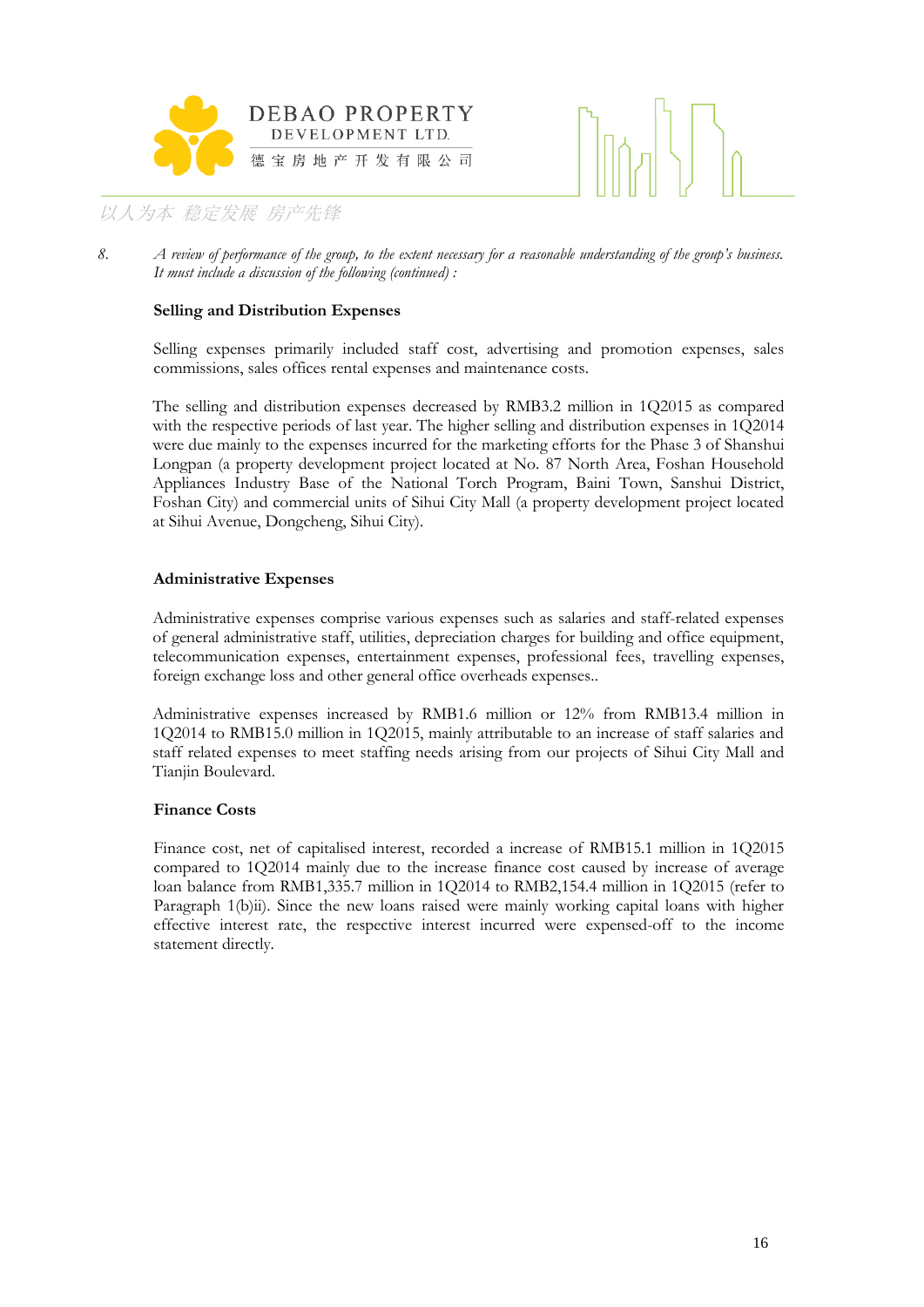8. *A review of performance of the group, to the extent necessary for a reasonable understanding of the group's business. It must include a discussion of the following (continued) :*

**Selling and Distribution Expenses**

Selling expenses primarily included staff cost, advertising and promotion expenses, sales commissions, sales offices rental expenses and maintenance costs.

The selling and distribution expenses decreased by RMB3.2 million in 1Q2015 as compared with the respective periods of last year. The higher selling and distribution expenses in 1Q2014 were due mainly to the expenses incurred for the marketing efforts for the Phase 3 of Shanshui Longpan (a property development project located at No. 87 North Area, Foshan Household Appliances Industry Base of the National Torch Program, Baini Town, Sanshui District, Foshan City) and commercial units of Sihui City Mall (a property development project located at Sihui Avenue, Dongcheng, Sihui City).

**Administrative Expenses**

Administrative expenses comprise various expenses such as salaries and staff-related expenses of general administrative staff, utilities, depreciation charges for building and office equipment, telecommunication expenses, entertainment expenses, professional fees, travelling expenses, foreign exchange loss and other general office overheads expenses..

Administrative expenses increased by RMB1.6 million or 12% from RMB13.4 million in 1Q2014 to RMB15.0 million in 1Q2015, mainly attributable to an increase of staff salaries and staff related expenses to meet staffing needs arising from our projects of Sihui City Mall and Tianjin Boulevard.

**Finance Costs**

Finance cost, net of capitalised interest, recorded a increase of RMB15.1 million in 1Q2015 compared to 1Q2014 mainly due to the increase finance cost caused by increase of average loan balance from RMB1,335.7 million in 1Q2014 to RMB2,154.4 million in 1Q2015 (refer to Paragraph 1(b)ii). Since the new loans raised were mainly working capital loans with higher effective interest rate, the respective interest incurred were expensed-off to the income statement directly.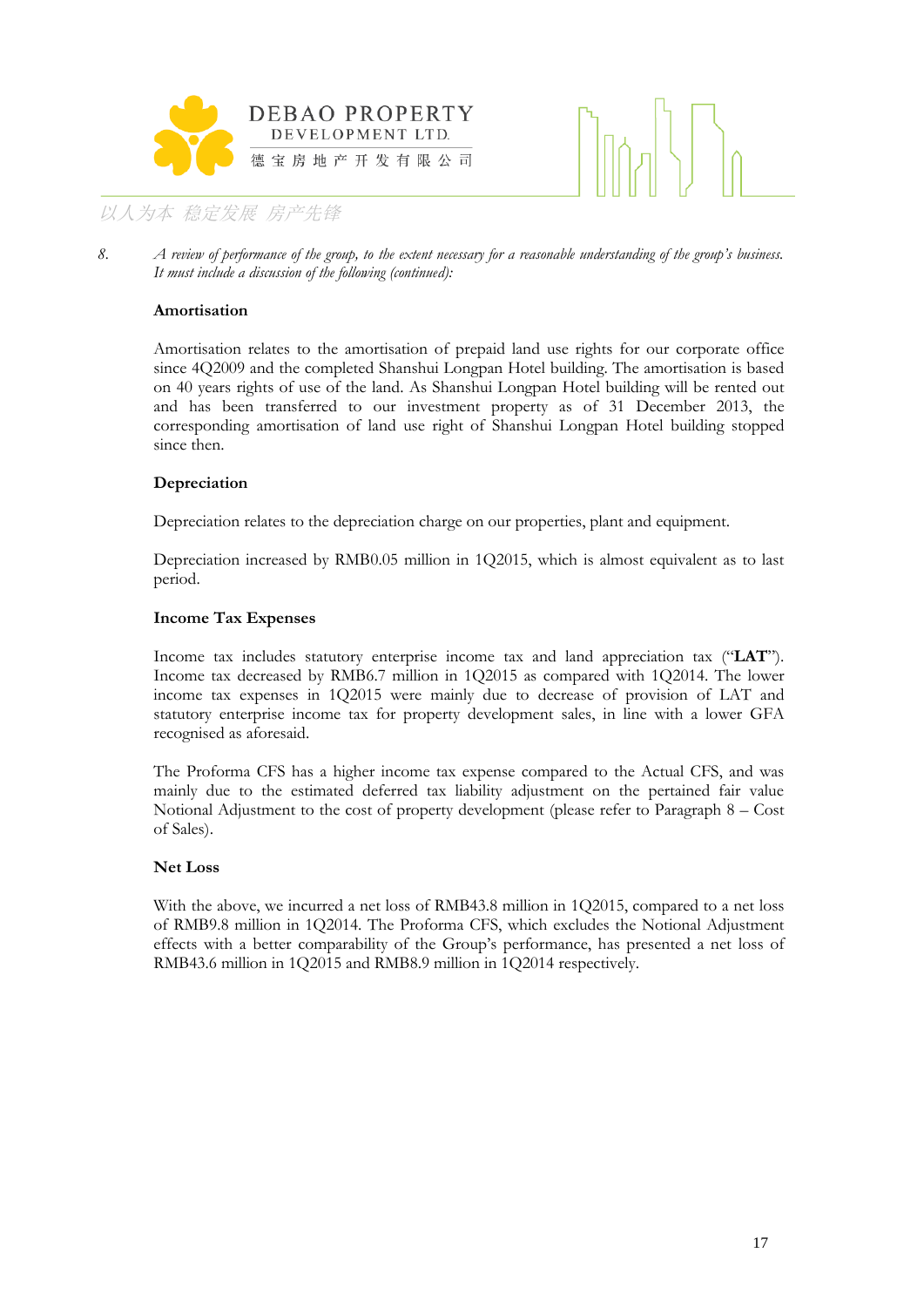8. *A review of performance of the group, to the extent necessary for a reasonable understanding of the group's business. It must include a discussion of the following (continued):*

**Amortisation**

Amortisation relates to the amortisation of prepaid land use rights for our corporate office since 4Q2009 and the completed Shanshui Longpan Hotel building. The amortisation is based on 40 years rights of use of the land. As Shanshui Longpan Hotel building will be rented out and has been transferred to our investment property as of 31 December 2013, the corresponding amortisation of land use right of Shanshui Longpan Hotel building stopped since then.

**Depreciation**

Depreciation relates to the depreciation charge on our properties, plant and equipment.

Depreciation increased by RMB0.05 million in 1Q2015, which is almost equivalent as to last period.

**Income Tax Expenses**

Income tax includes statutory enterprise income tax and land appreciation tax ("**LAT**"). Income tax decreased by RMB6.7 million in 1Q2015 as compared with 1Q2014. The lower income tax expenses in 1Q2015 were mainly due to decrease of provision of LAT and statutory enterprise income tax for property development sales, in line with a lower GFA recognised as aforesaid.

The Proforma CFS has a higher income tax expense compared to the Actual CFS, and was mainly due to the estimated deferred tax liability adjustment on the pertained fair value Notional Adjustment to the cost of property development (please refer to Paragraph 8 – Cost of Sales).

**Net Loss**

With the above, we incurred a net loss of RMB43.8 million in 1Q2015, compared to a net loss of RMB9.8 million in 1Q2014. The Proforma CFS, which excludes the Notional Adjustment effects with a better comparability of the Group's performance, has presented a net loss of RMB43.6 million in 1Q2015 and RMB8.9 million in 1Q2014 respectively.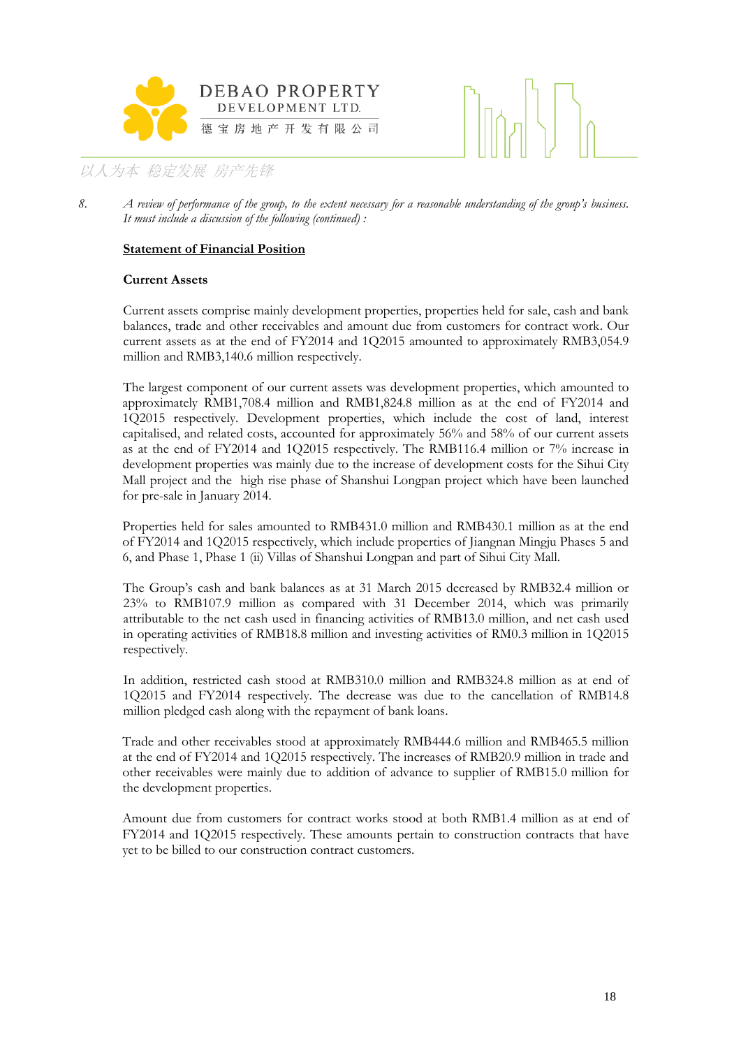8. *A review of performance of the group, to the extent necessary for a reasonable understanding of the group's business. It must include a discussion of the following (continued) :*

**Statement of Financial Position**

**Current Assets**

Current assets comprise mainly development properties, properties held for sale, cash and bank balances, trade and other receivables and amount due from customers for contract work. Our current assets as at the end of FY2014 and 1Q2015 amounted to approximately RMB3,054.9 million and RMB3,140.6 million respectively.

The largest component of our current assets was development properties, which amounted to approximately RMB1,708.4 million and RMB1,824.8 million as at the end of FY2014 and 1Q2015 respectively. Development properties, which include the cost of land, interest capitalised, and related costs, accounted for approximately 56% and 58% of our current assets as at the end of FY2014 and 1Q2015 respectively. The RMB116.4 million or 7% increase in development properties was mainly due to the increase of development costs for the Sihui City Mall project and the high rise phase of Shanshui Longpan project which have been launched for pre-sale in January 2014.

Properties held for sales amounted to RMB431.0 million and RMB430.1 million as at the end of FY2014 and 1Q2015 respectively, which include properties of Jiangnan Mingju Phases 5 and 6, and Phase 1, Phase 1 (ii) Villas of Shanshui Longpan and part of Sihui City Mall.

The Group's cash and bank balances as at 31 March 2015 decreased by RMB32.4 million or 23% to RMB107.9 million as compared with 31 December 2014, which was primarily attributable to the net cash used in financing activities of RMB13.0 million, and net cash used in operating activities of RMB18.8 million and investing activities of RM0.3 million in 1Q2015 respectively.

In addition, restricted cash stood at RMB310.0 million and RMB324.8 million as at end of 1Q2015 and FY2014 respectively. The decrease was due to the cancellation of RMB14.8 million pledged cash along with the repayment of bank loans.

Trade and other receivables stood at approximately RMB444.6 million and RMB465.5 million at the end of FY2014 and 1Q2015 respectively. The increases of RMB20.9 million in trade and other receivables were mainly due to addition of advance to supplier of RMB15.0 million for the development properties.

Amount due from customers for contract works stood at both RMB1.4 million as at end of FY2014 and 1Q2015 respectively. These amounts pertain to construction contracts that have yet to be billed to our construction contract customers.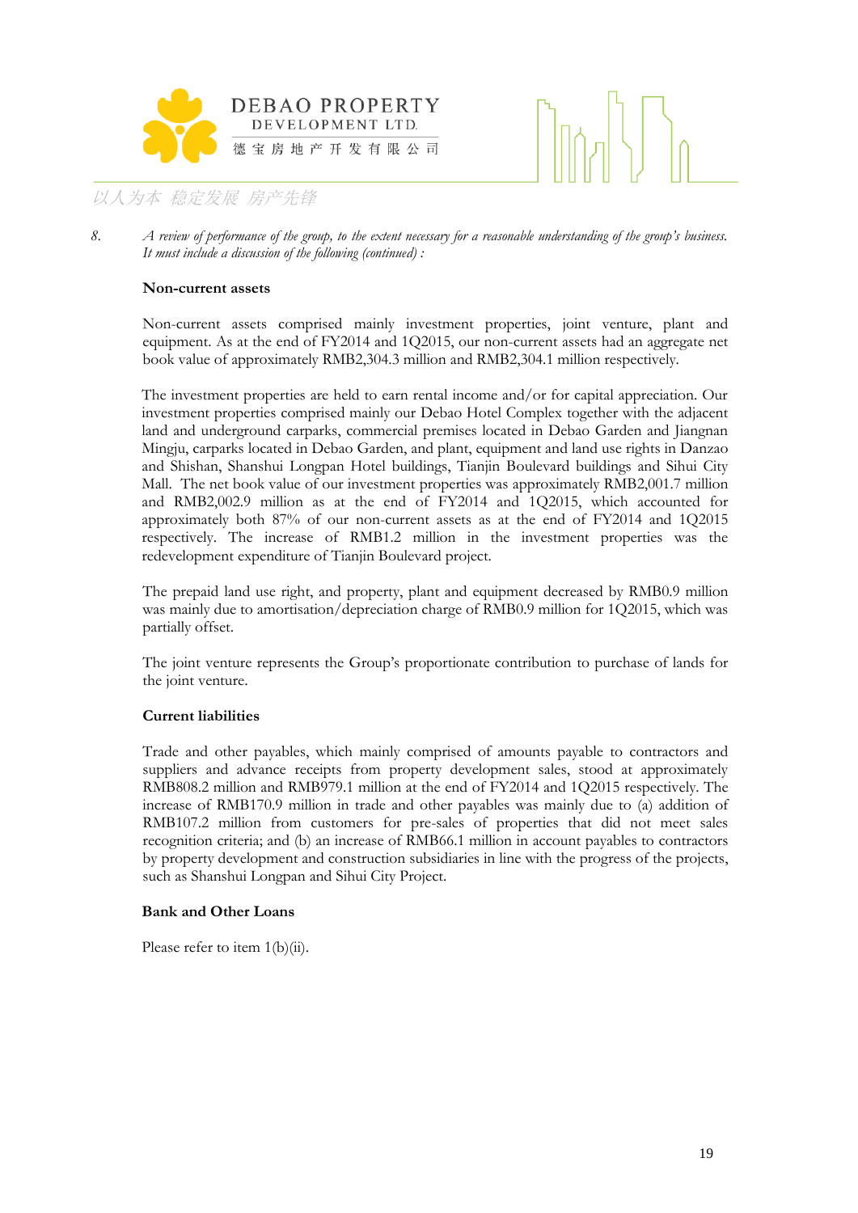8. *A review of performance of the group, to the extent necessary for a reasonable understanding of the group's business. It must include a discussion of the following (continued) :*

**Non-current assets**

Non-current assets comprised mainly investment properties, joint venture, plant and equipment. As at the end of FY2014 and 1Q2015, our non-current assets had an aggregate net book value of approximately RMB2,304.3 million and RMB2,304.1 million respectively.

The investment properties are held to earn rental income and/or for capital appreciation. Our investment properties comprised mainly our Debao Hotel Complex together with the adjacent land and underground carparks, commercial premises located in Debao Garden and Jiangnan Mingju, carparks located in Debao Garden, and plant, equipment and land use rights in Danzao and Shishan, Shanshui Longpan Hotel buildings, Tianjin Boulevard buildings and Sihui City Mall. The net book value of our investment properties was approximately RMB2,001.7 million and RMB2,002.9 million as at the end of FY2014 and 1Q2015, which accounted for approximately both 87% of our non-current assets as at the end of FY2014 and 1Q2015 respectively. The increase of RMB1.2 million in the investment properties was the redevelopment expenditure of Tianjin Boulevard project.

The prepaid land use right, and property, plant and equipment decreased by RMB0.9 million was mainly due to amortisation/depreciation charge of RMB0.9 million for 1Q2015, which was partially offset.

The joint venture represents the Group's proportionate contribution to purchase of lands for the joint venture.

**Current liabilities**

Trade and other payables, which mainly comprised of amounts payable to contractors and suppliers and advance receipts from property development sales, stood at approximately RMB808.2 million and RMB979.1 million at the end of FY2014 and 1Q2015 respectively. The increase of RMB170.9 million in trade and other payables was mainly due to (a) addition of RMB107.2 million from customers for pre-sales of properties that did not meet sales recognition criteria; and (b) an increase of RMB66.1 million in account payables to contractors by property development and construction subsidiaries in line with the progress of the projects, such as Shanshui Longpan and Sihui City Project.

**Bank and Other Loans**

Please refer to item 1(b)(ii).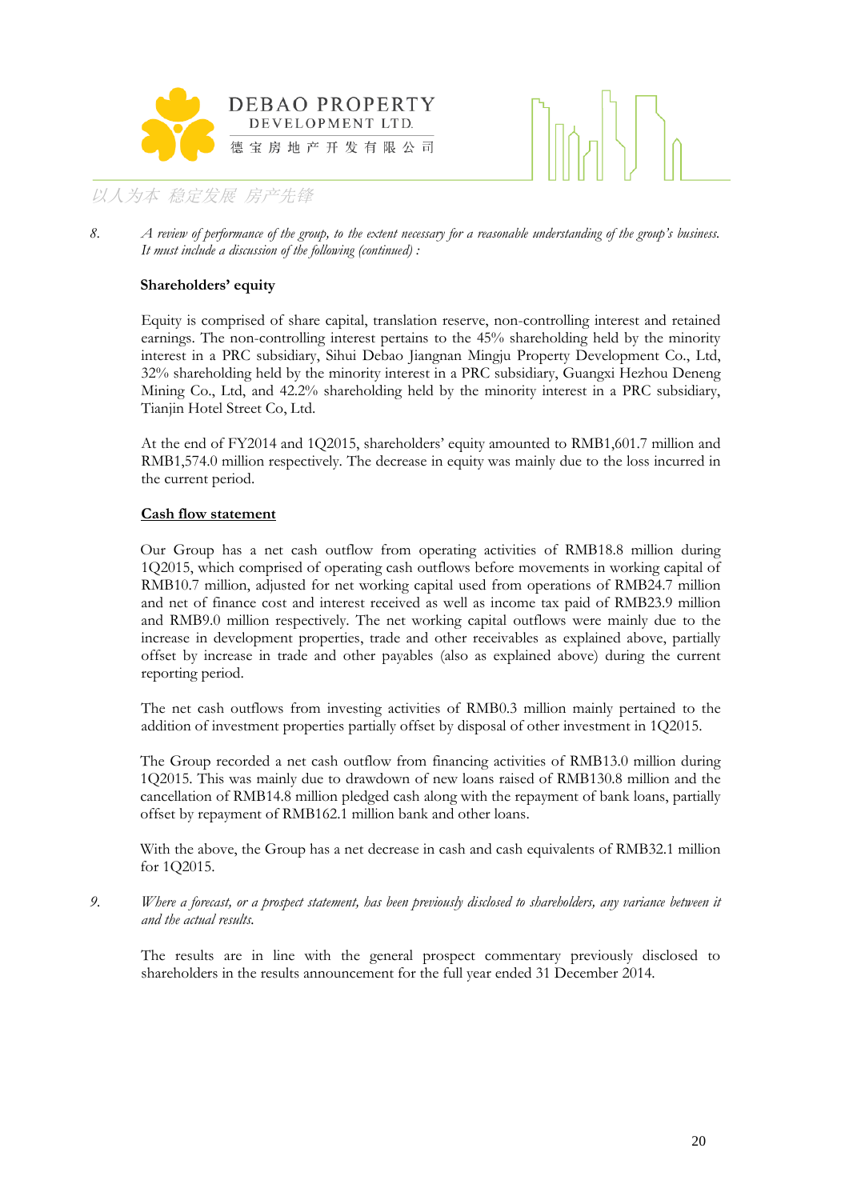8. *A review of performance of the group, to the extent necessary for a reasonable understanding of the group's business. It must include a discussion of the following (continued) :*

**Shareholders' equity**

Equity is comprised of share capital, translation reserve, non-controlling interest and retained earnings. The non-controlling interest pertains to the 45% shareholding held by the minority interest in a PRC subsidiary, Sihui Debao Jiangnan Mingju Property Development Co., Ltd, 32% shareholding held by the minority interest in a PRC subsidiary, Guangxi Hezhou Deneng Mining Co., Ltd, and 42.2% shareholding held by the minority interest in a PRC subsidiary, Tianjin Hotel Street Co, Ltd.

At the end of FY2014 and 1Q2015, shareholders' equity amounted to RMB1,601.7 million and RMB1,574.0 million respectively. The decrease in equity was mainly due to the loss incurred in the current period.

**<u>Cash flow statement</u>**

Our Group has a net cash outflow from operating activities of RMB18.8 million during 1Q2015, which comprised of operating cash outflows before movements in working capital of RMB10.7 million, adjusted for net working capital used from operations of RMB24.7 million and net of finance cost and interest received as well as income tax paid of RMB23.9 million and RMB9.0 million respectively. The net working capital outflows were mainly due to the increase in development properties, trade and other receivables as explained above, partially offset by increase in trade and other payables (also as explained above) during the current reporting period.

The net cash outflows from investing activities of RMB0.3 million mainly pertained to the addition of investment properties partially offset by disposal of other investment in 1Q2015.

The Group recorded a net cash outflow from financing activities of RMB13.0 million during 1Q2015. This was mainly due to drawdown of new loans raised of RMB130.8 million and the cancellation of RMB14.8 million pledged cash along with the repayment of bank loans, partially offset by repayment of RMB162.1 million bank and other loans.

With the above, the Group has a net decrease in cash and cash equivalents of RMB32.1 million for 1Q2015.

9. *Where a forecast, or a prospect statement, has been previously disclosed to shareholders, any variance between it and the actual results.*

The results are in line with the general prospect commentary previously disclosed to shareholders in the results announcement for the full year ended 31 December 2014.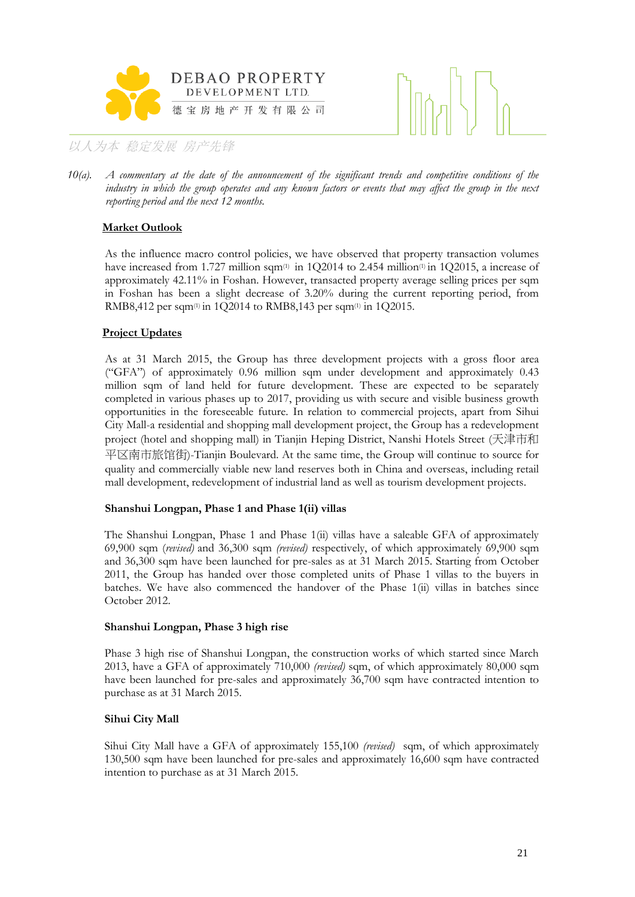10(a). *A commentary at the date of the announcement of the significant trends and competitive conditions of the industry in which the group operates and any known factors or events that may affect the group in the next reporting period and the next 12 months.*

**Market Outlook**

As the influence macro control policies, we have observed that property transaction volumes have increased from 1.727 million sqm[(1)] in 1Q2014 to 2.454 million[(1)] in 1Q2015, a increase of approximately 42.11% in Foshan. However, transacted property average selling prices per sqm in Foshan has been a slight decrease of 3.20% during the current reporting period, from RMB8,412 per sqm[(1)] in 1Q2014 to RMB8,143 per sqm[(1)] in 1Q2015.

**Project Updates**

As at 31 March 2015, the Group has three development projects with a gross floor area ("GFA") of approximately 0.96 million sqm under development and approximately 0.43 million sqm of land held for future development. These are expected to be separately completed in various phases up to 2017, providing us with secure and visible business growth opportunities in the foreseeable future. In relation to commercial projects, apart from Sihui City Mall-a residential and shopping mall development project, the Group has a redevelopment project (hotel and shopping mall) in Tianjin Heping District, Nanshi Hotels Street (天津市和平区南市旅馆街)-Tianjin Boulevard. At the same time, the Group will continue to source for quality and commercially viable new land reserves both in China and overseas, including retail mall development, redevelopment of industrial land as well as tourism development projects.

**Shanshui Longpan, Phase 1 and Phase 1(ii) villas**

The Shanshui Longpan, Phase 1 and Phase 1(ii) villas have a saleable GFA of approximately 69,900 sqm *(revised)* and 36,300 sqm *(revised)* respectively, of which approximately 69,900 sqm and 36,300 sqm have been launched for pre-sales as at 31 March 2015. Starting from October 2011, the Group has handed over those completed units of Phase 1 villas to the buyers in batches. We have also commenced the handover of the Phase 1(ii) villas in batches since October 2012.

**Shanshui Longpan, Phase 3 high rise**

Phase 3 high rise of Shanshui Longpan, the construction works of which started since March 2013, have a GFA of approximately 710,000 *(revised)* sqm, of which approximately 80,000 sqm have been launched for pre-sales and approximately 36,700 sqm have contracted intention to purchase as at 31 March 2015.

**Sihui City Mall**

Sihui City Mall have a GFA of approximately 155,100 *(revised)* sqm, of which approximately 130,500 sqm have been launched for pre-sales and approximately 16,600 sqm have contracted intention to purchase as at 31 March 2015.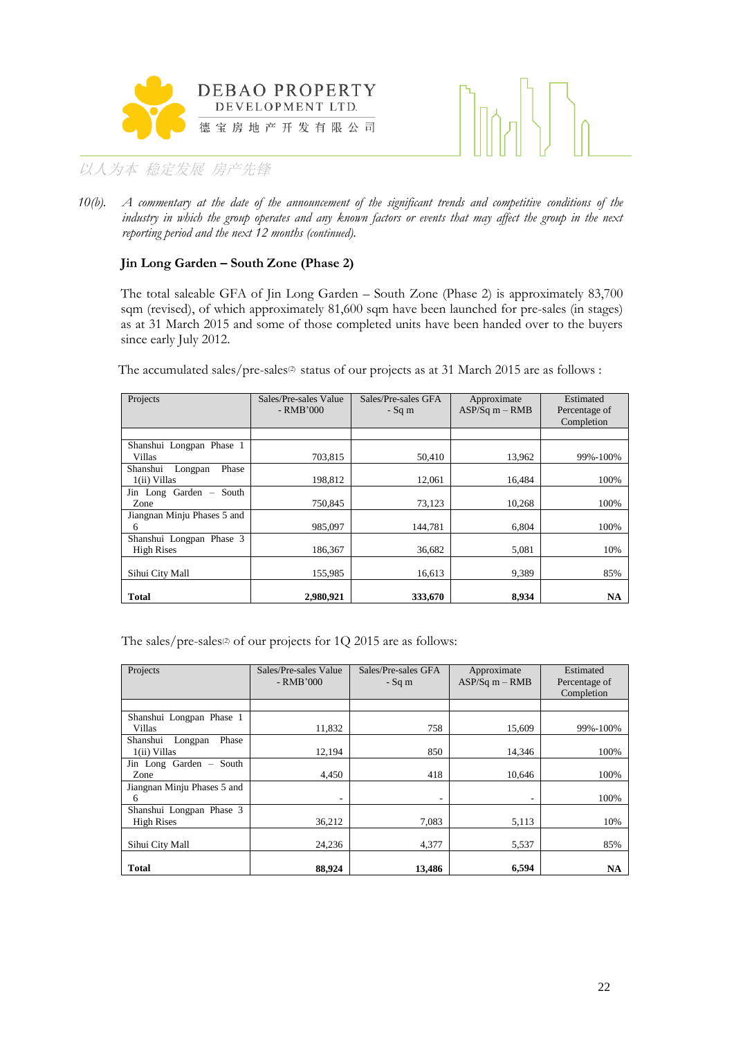10(b). *A commentary at the date of the announcement of the significant trends and competitive conditions of the industry in which the group operates and any known factors or events that may affect the group in the next reporting period and the next 12 months (continued).*

**Jin Long Garden – South Zone (Phase 2)**

The total saleable GFA of Jin Long Garden – South Zone (Phase 2) is approximately 83,700 sqm (revised), of which approximately 81,600 sqm have been launched for pre-sales (in stages) as at 31 March 2015 and some of those completed units have been handed over to the buyers since early July 2012.

The accumulated sales/pre-sales[2] status of our projects as at 31 March 2015 are as follows :

| Projects | Sales/Pre-sales Value - RMB'000 | Sales/Pre-sales GFA - Sq m | Approximate ASP/Sq m – RMB | Estimated Percentage of Completion |
|---|---|---|---|---|
| Shanshui Longpan Phase 1 Villas | 703,815 | 50,410 | 13,962 | 99%-100% |
| Shanshui Longpan Phase 1(ii) Villas | 198,812 | 12,061 | 16,484 | 100% |
| Jin Long Garden – South Zone | 750,845 | 73,123 | 10,268 | 100% |
| Jiangnan Minju Phases 5 and 6 | 985,097 | 144,781 | 6,804 | 100% |
| Shanshui Longpan Phase 3 High Rises | 186,367 | 36,682 | 5,081 | 10% |
| Sihui City Mall | 155,985 | 16,613 | 9,389 | 85% |
| **Total** | **2,980,921** | **333,670** | **8,934** | **NA** |

The sales/pre-sales[2] of our projects for 1Q 2015 are as follows:

| Projects | Sales/Pre-sales Value - RMB'000 | Sales/Pre-sales GFA - Sq m | Approximate ASP/Sq m – RMB | Estimated Percentage of Completion |
|---|---|---|---|---|
| Shanshui Longpan Phase 1 Villas | 11,832 | 758 | 15,609 | 99%-100% |
| Shanshui Longpan Phase 1(ii) Villas | 12,194 | 850 | 14,346 | 100% |
| Jin Long Garden – South Zone | 4,450 | 418 | 10,646 | 100% |
| Jiangnan Minju Phases 5 and 6 | - | - | - | 100% |
| Shanshui Longpan Phase 3 High Rises | 36,212 | 7,083 | 5,113 | 10% |
| Sihui City Mall | 24,236 | 4,377 | 5,537 | 85% |
| **Total** | **88,924** | **13,486** | **6,594** | **NA** |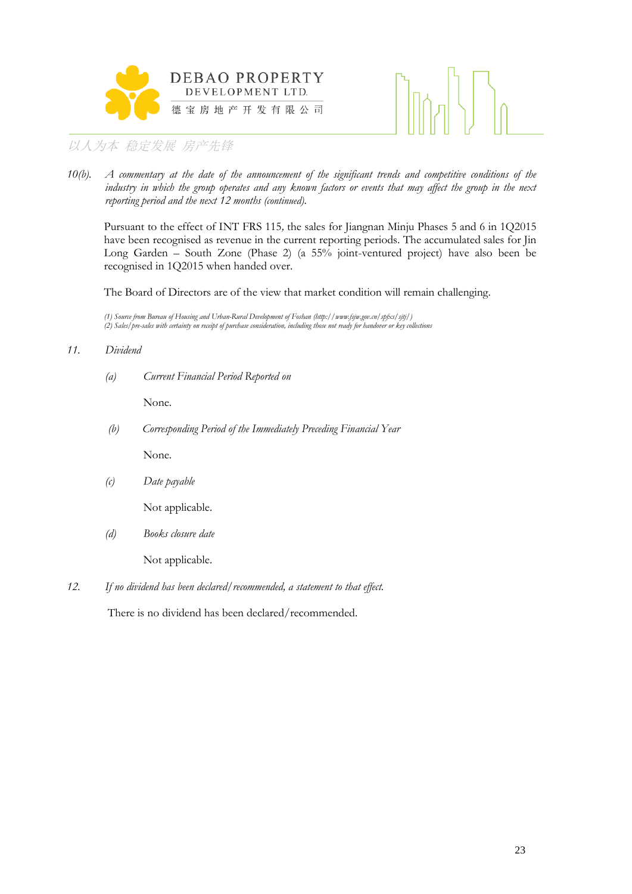*10(b). A commentary at the date of the announcement of the significant trends and competitive conditions of the industry in which the group operates and any known factors or events that may affect the group in the next reporting period and the next 12 months (continued).*

Pursuant to the effect of INT FRS 115, the sales for Jiangnan Minju Phases 5 and 6 in 1Q2015 have been recognised as revenue in the current reporting periods. The accumulated sales for Jin Long Garden – South Zone (Phase 2) (a 55% joint-ventured project) have also been recognised in 1Q2015 when handed over.

The Board of Directors are of the view that market condition will remain challenging.

*(1) Source from Bureau of Housing and Urban-Rural Development of Foshan (http://www.fsjw.gov.cn/spfxs/sjtj/)*
*(2) Sales/pre-sales with certainty on receipt of purchase consideration, including those not ready for handover or key collections*

*11. Dividend*

*(a) Current Financial Period Reported on*

None.

*(b) Corresponding Period of the Immediately Preceding Financial Year*

None.

*(c) Date payable*

Not applicable.

*(d) Books closure date*

Not applicable.

*12. If no dividend has been declared/recommended, a statement to that effect.*

There is no dividend has been declared/recommended.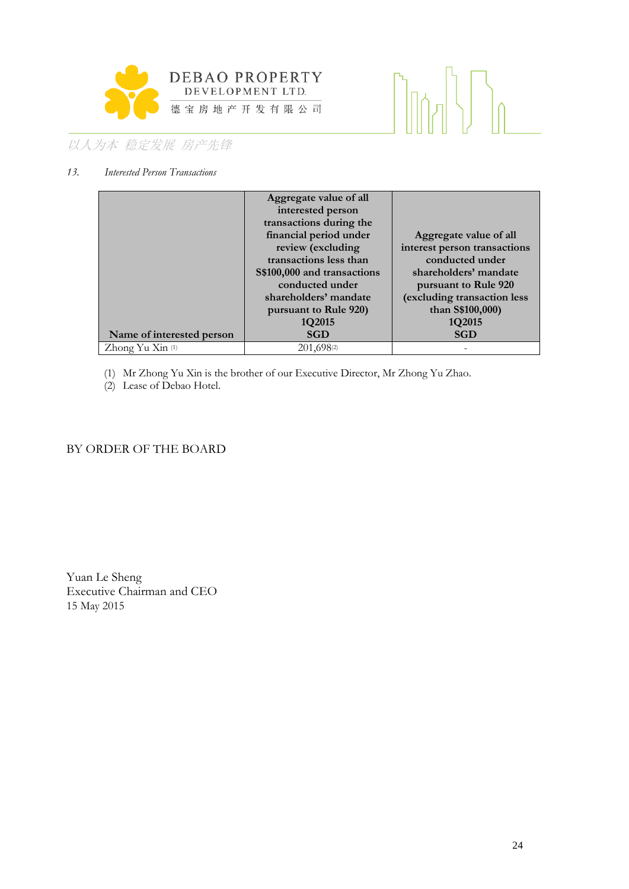13. *Interested Person Transactions*

| Name of interested person | Aggregate value of all interested person transactions during the financial period under review (excluding transactions less than S$100,000 and transactions conducted under shareholders' mandate pursuant to Rule 920) 1Q2015 SGD | Aggregate value of all interest person transactions conducted under shareholders' mandate pursuant to Rule 920 (excluding transaction less than S$100,000) 1Q2015 SGD |
|---|---|---|
| Zhong Yu Xin [(1)] | 201,698[(2)] | - |

(1) Mr Zhong Yu Xin is the brother of our Executive Director, Mr Zhong Yu Zhao.
(2) Lease of Debao Hotel.

BY ORDER OF THE BOARD

Yuan Le Sheng
Executive Chairman and CEO
15 May 2015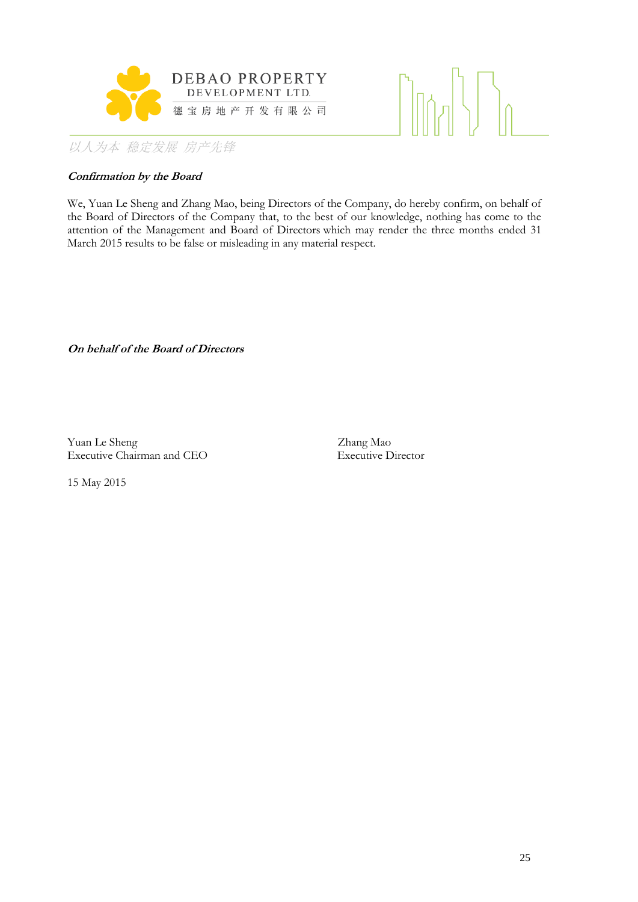DEBAO PROPERTY
DEVELOPMENT LTD.
德宝房地产开发有限公司

以人为本 稳定发展 房产先锋

***Confirmation by the Board***

We, Yuan Le Sheng and Zhang Mao, being Directors of the Company, do hereby confirm, on behalf of the Board of Directors of the Company that, to the best of our knowledge, nothing has come to the attention of the Management and Board of Directors which may render the three months ended 31 March 2015 results to be false or misleading in any material respect.

***On behalf of the Board of Directors***

Yuan Le Sheng
Executive Chairman and CEO

Zhang Mao
Executive Director

15 May 2015